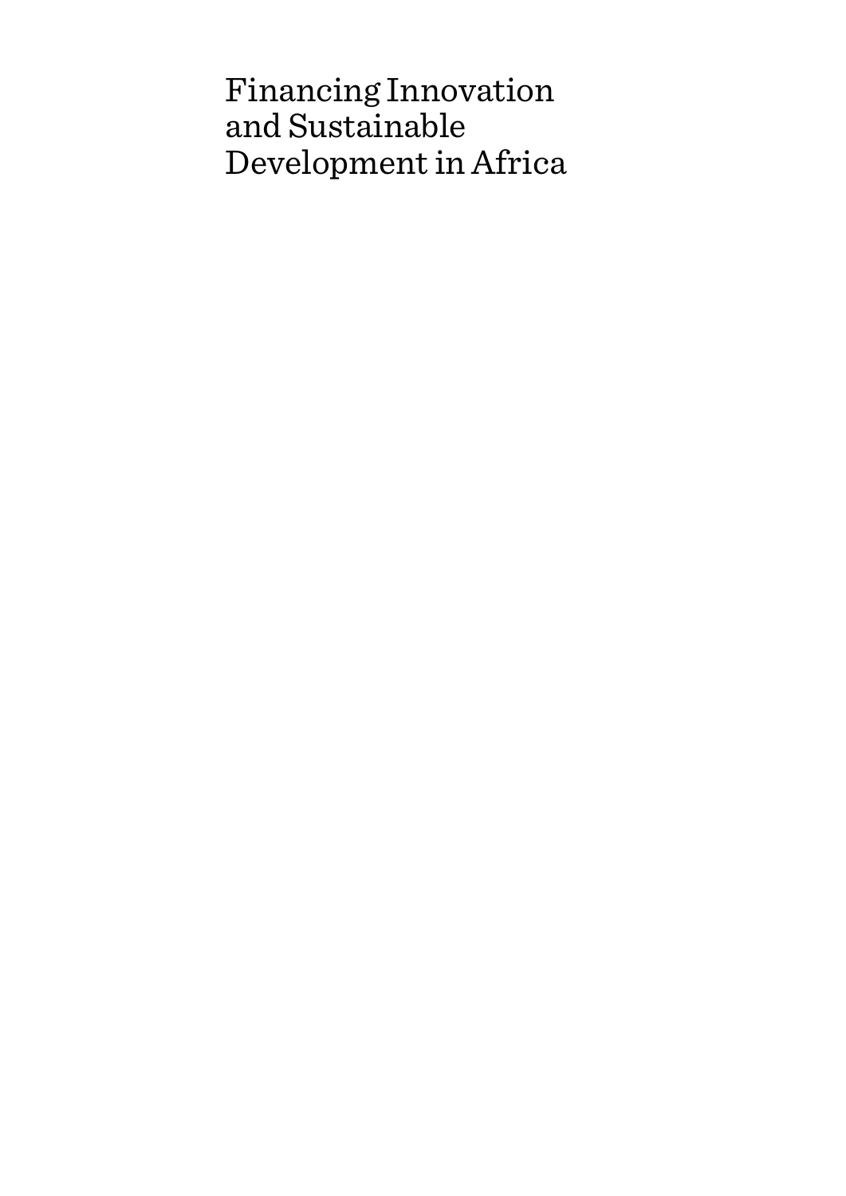# Financing Innovation and Sustainable Development in Africa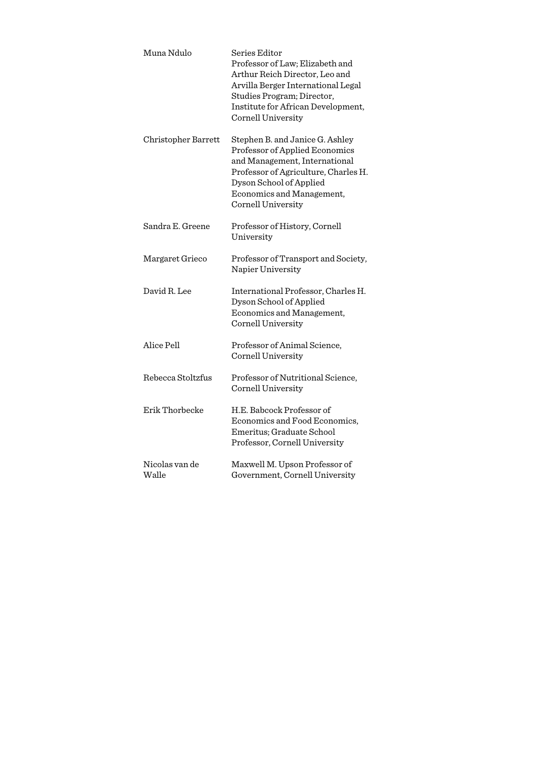| | |
|---|---|
| Muna Ndulo | Series Editor<br>Professor of Law; Elizabeth and Arthur Reich Director, Leo and Arvilla Berger International Legal Studies Program; Director, Institute for African Development, Cornell University |
| Christopher Barrett | Stephen B. and Janice G. Ashley Professor of Applied Economics and Management, International Professor of Agriculture, Charles H. Dyson School of Applied Economics and Management, Cornell University |
| Sandra E. Greene | Professor of History, Cornell University |
| Margaret Grieco | Professor of Transport and Society, Napier University |
| David R. Lee | International Professor, Charles H. Dyson School of Applied Economics and Management, Cornell University |
| Alice Pell | Professor of Animal Science, Cornell University |
| Rebecca Stoltzfus | Professor of Nutritional Science, Cornell University |
| Erik Thorbecke | H.E. Babcock Professor of Economics and Food Economics, Emeritus; Graduate School Professor, Cornell University |
| Nicolas van de Walle | Maxwell M. Upson Professor of Government, Cornell University |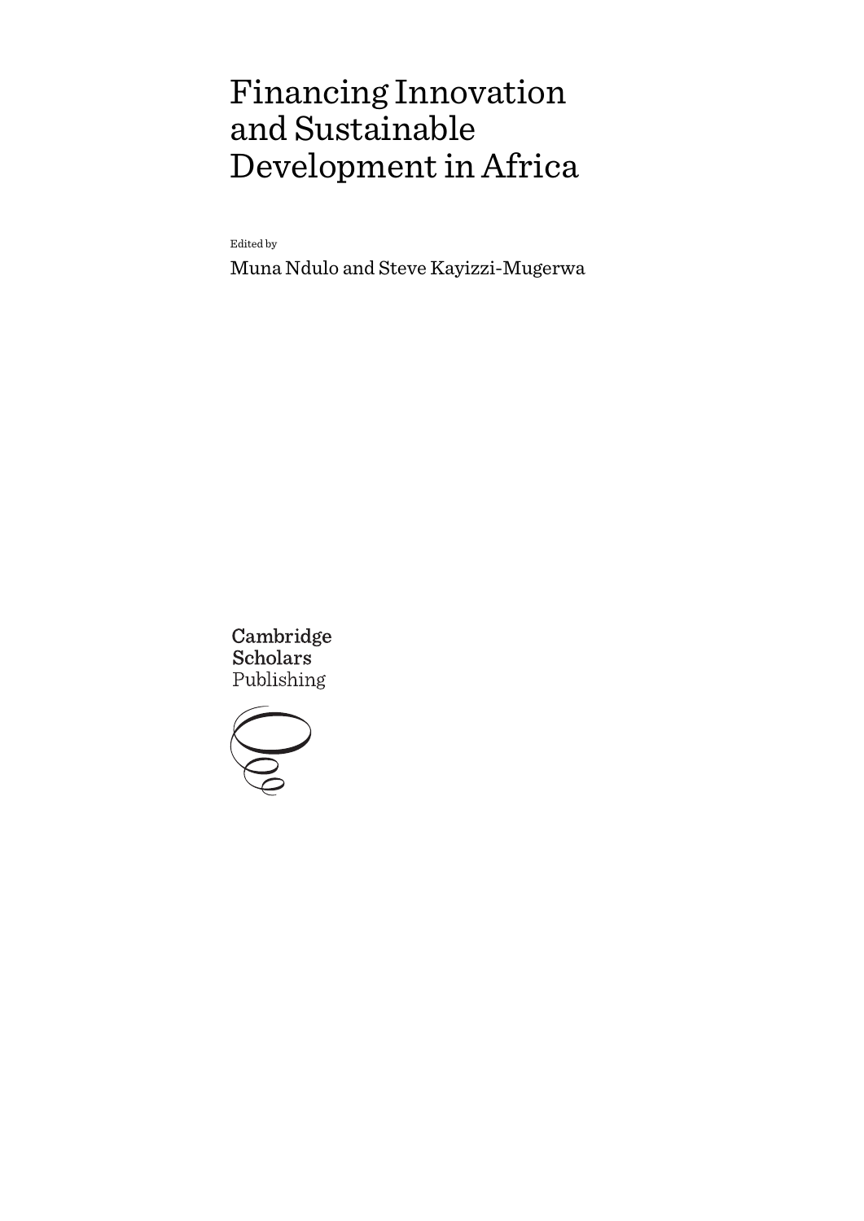# Financing Innovation and Sustainable Development in Africa

Edited by

Muna Ndulo and Steve Kayizzi-Mugerwa

Cambridge Scholars Publishing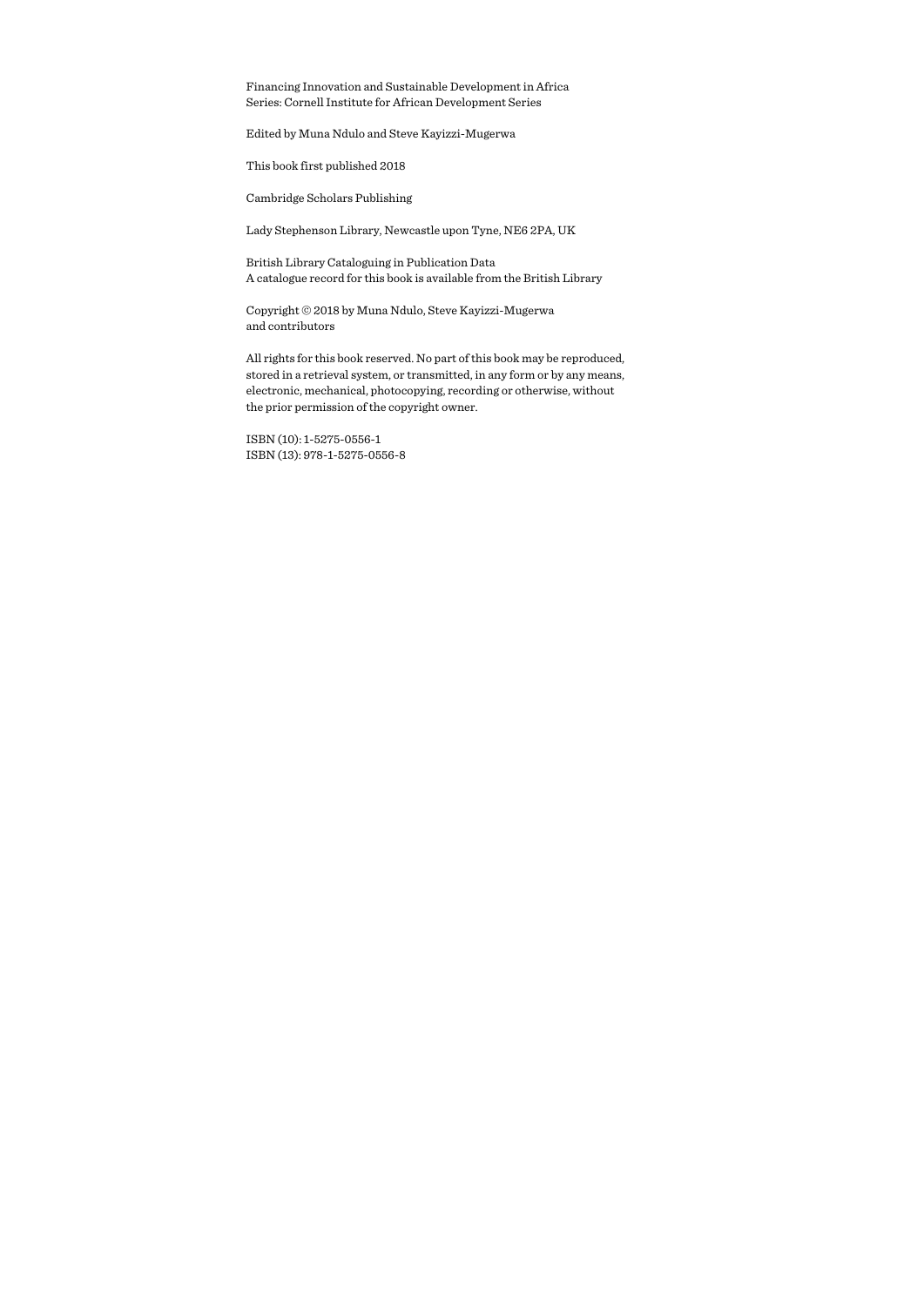Financing Innovation and Sustainable Development in Africa
Series: Cornell Institute for African Development Series

Edited by Muna Ndulo and Steve Kayizzi-Mugerwa

This book first published 2018

Cambridge Scholars Publishing

Lady Stephenson Library, Newcastle upon Tyne, NE6 2PA, UK

British Library Cataloguing in Publication Data
A catalogue record for this book is available from the British Library

Copyright © 2018 by Muna Ndulo, Steve Kayizzi-Mugerwa
and contributors

All rights for this book reserved. No part of this book may be reproduced, stored in a retrieval system, or transmitted, in any form or by any means, electronic, mechanical, photocopying, recording or otherwise, without the prior permission of the copyright owner.

ISBN (10): 1-5275-0556-1
ISBN (13): 978-1-5275-0556-8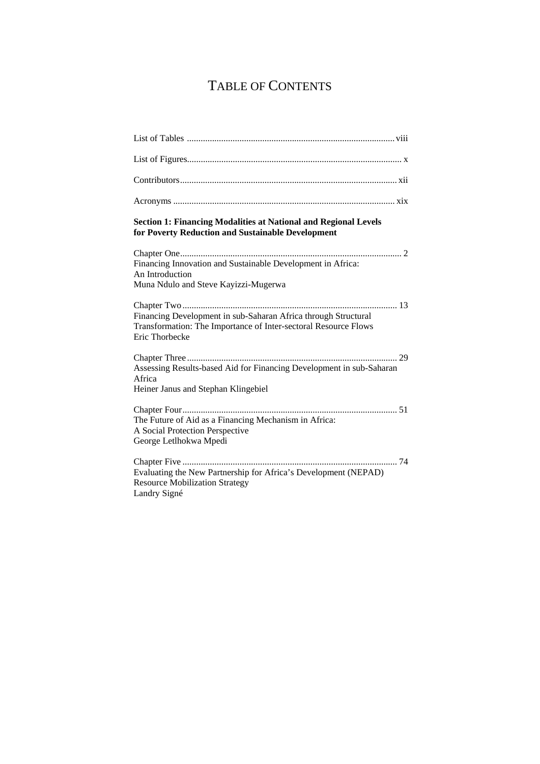# TABLE OF CONTENTS

List of Tables .......................................................................................... viii

List of Figures............................................................................................. x

Contributors.............................................................................................. xii

Acronyms ................................................................................................. xix

**Section 1: Financing Modalities at National and Regional Levels for Poverty Reduction and Sustainable Development**

Chapter One................................................................................................. 2
Financing Innovation and Sustainable Development in Africa:
An Introduction
Muna Ndulo and Steve Kayizzi-Mugerwa

Chapter Two ............................................................................................. 13
Financing Development in sub-Saharan Africa through Structural
Transformation: The Importance of Inter-sectoral Resource Flows
Eric Thorbecke

Chapter Three ........................................................................................... 29
Assessing Results-based Aid for Financing Development in sub-Saharan
Africa
Heiner Janus and Stephan Klingebiel

Chapter Four............................................................................................. 51
The Future of Aid as a Financing Mechanism in Africa:
A Social Protection Perspective
George Letlhokwa Mpedi

Chapter Five ............................................................................................. 74
Evaluating the New Partnership for Africa's Development (NEPAD)
Resource Mobilization Strategy
Landry Signé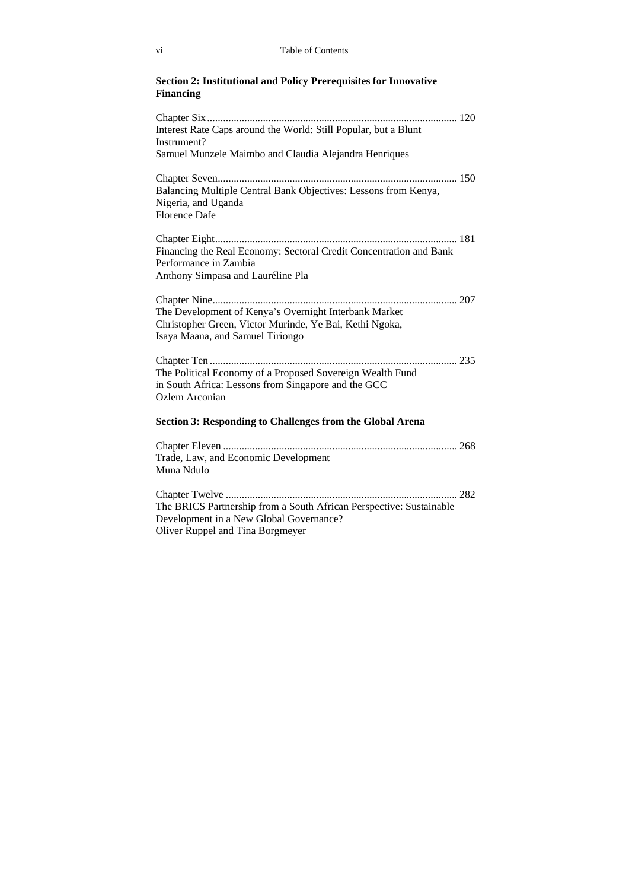**Section 2: Institutional and Policy Prerequisites for Innovative Financing**

Chapter Six ............................................................................................ 120
Interest Rate Caps around the World: Still Popular, but a Blunt Instrument?
Samuel Munzele Maimbo and Claudia Alejandra Henriques

Chapter Seven......................................................................................... 150
Balancing Multiple Central Bank Objectives: Lessons from Kenya, Nigeria, and Uganda
Florence Dafe

Chapter Eight.......................................................................................... 181
Financing the Real Economy: Sectoral Credit Concentration and Bank Performance in Zambia
Anthony Simpasa and Lauréline Pla

Chapter Nine........................................................................................... 207
The Development of Kenya's Overnight Interbank Market
Christopher Green, Victor Murinde, Ye Bai, Kethi Ngoka, Isaya Maana, and Samuel Tiriongo

Chapter Ten ............................................................................................ 235
The Political Economy of a Proposed Sovereign Wealth Fund in South Africa: Lessons from Singapore and the GCC
Ozlem Arconian

**Section 3: Responding to Challenges from the Global Arena**

Chapter Eleven ....................................................................................... 268
Trade, Law, and Economic Development
Muna Ndulo

Chapter Twelve ...................................................................................... 282
The BRICS Partnership from a South African Perspective: Sustainable Development in a New Global Governance?
Oliver Ruppel and Tina Borgmeyer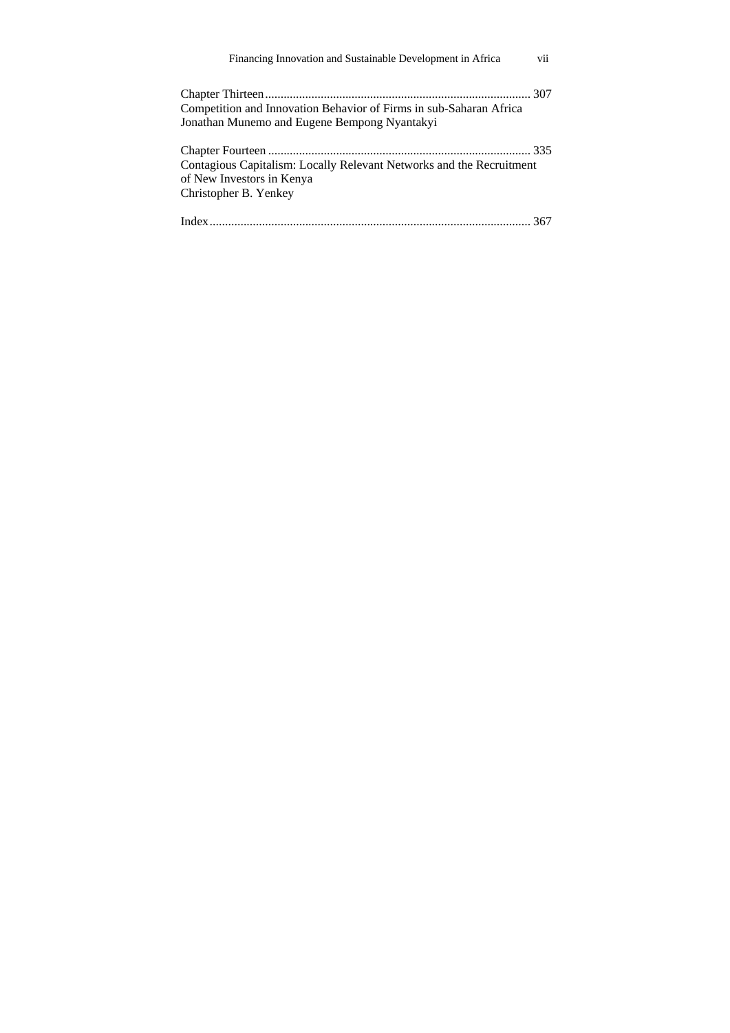Chapter Thirteen ...................................................................................... 307
Competition and Innovation Behavior of Firms in sub-Saharan Africa
Jonathan Munemo and Eugene Bempong Nyantakyi

Chapter Fourteen ..................................................................................... 335
Contagious Capitalism: Locally Relevant Networks and the Recruitment of New Investors in Kenya
Christopher B. Yenkey

Index ........................................................................................................ 367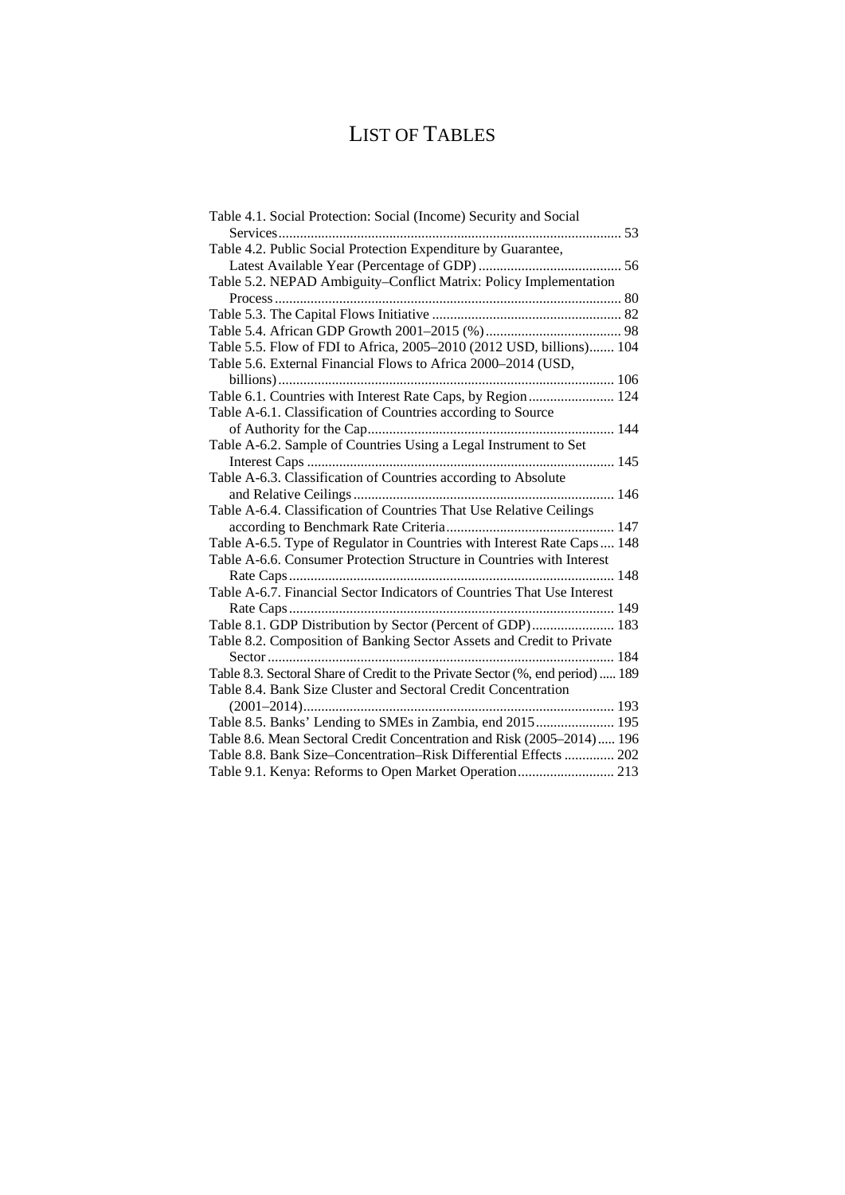# LIST OF TABLES

Table 4.1. Social Protection: Social (Income) Security and Social Services ... 53
Table 4.2. Public Social Protection Expenditure by Guarantee, Latest Available Year (Percentage of GDP) ... 56
Table 5.2. NEPAD Ambiguity–Conflict Matrix: Policy Implementation Process ... 80
Table 5.3. The Capital Flows Initiative ... 82
Table 5.4. African GDP Growth 2001–2015 (%) ... 98
Table 5.5. Flow of FDI to Africa, 2005–2010 (2012 USD, billions) ... 104
Table 5.6. External Financial Flows to Africa 2000–2014 (USD, billions) ... 106
Table 6.1. Countries with Interest Rate Caps, by Region ... 124
Table A-6.1. Classification of Countries according to Source of Authority for the Cap ... 144
Table A-6.2. Sample of Countries Using a Legal Instrument to Set Interest Caps ... 145
Table A-6.3. Classification of Countries according to Absolute and Relative Ceilings ... 146
Table A-6.4. Classification of Countries That Use Relative Ceilings according to Benchmark Rate Criteria ... 147
Table A-6.5. Type of Regulator in Countries with Interest Rate Caps ... 148
Table A-6.6. Consumer Protection Structure in Countries with Interest Rate Caps ... 148
Table A-6.7. Financial Sector Indicators of Countries That Use Interest Rate Caps ... 149
Table 8.1. GDP Distribution by Sector (Percent of GDP) ... 183
Table 8.2. Composition of Banking Sector Assets and Credit to Private Sector ... 184
Table 8.3. Sectoral Share of Credit to the Private Sector (%, end period) ... 189
Table 8.4. Bank Size Cluster and Sectoral Credit Concentration (2001–2014) ... 193
Table 8.5. Banks' Lending to SMEs in Zambia, end 2015 ... 195
Table 8.6. Mean Sectoral Credit Concentration and Risk (2005–2014) ... 196
Table 8.8. Bank Size–Concentration–Risk Differential Effects ... 202
Table 9.1. Kenya: Reforms to Open Market Operation ... 213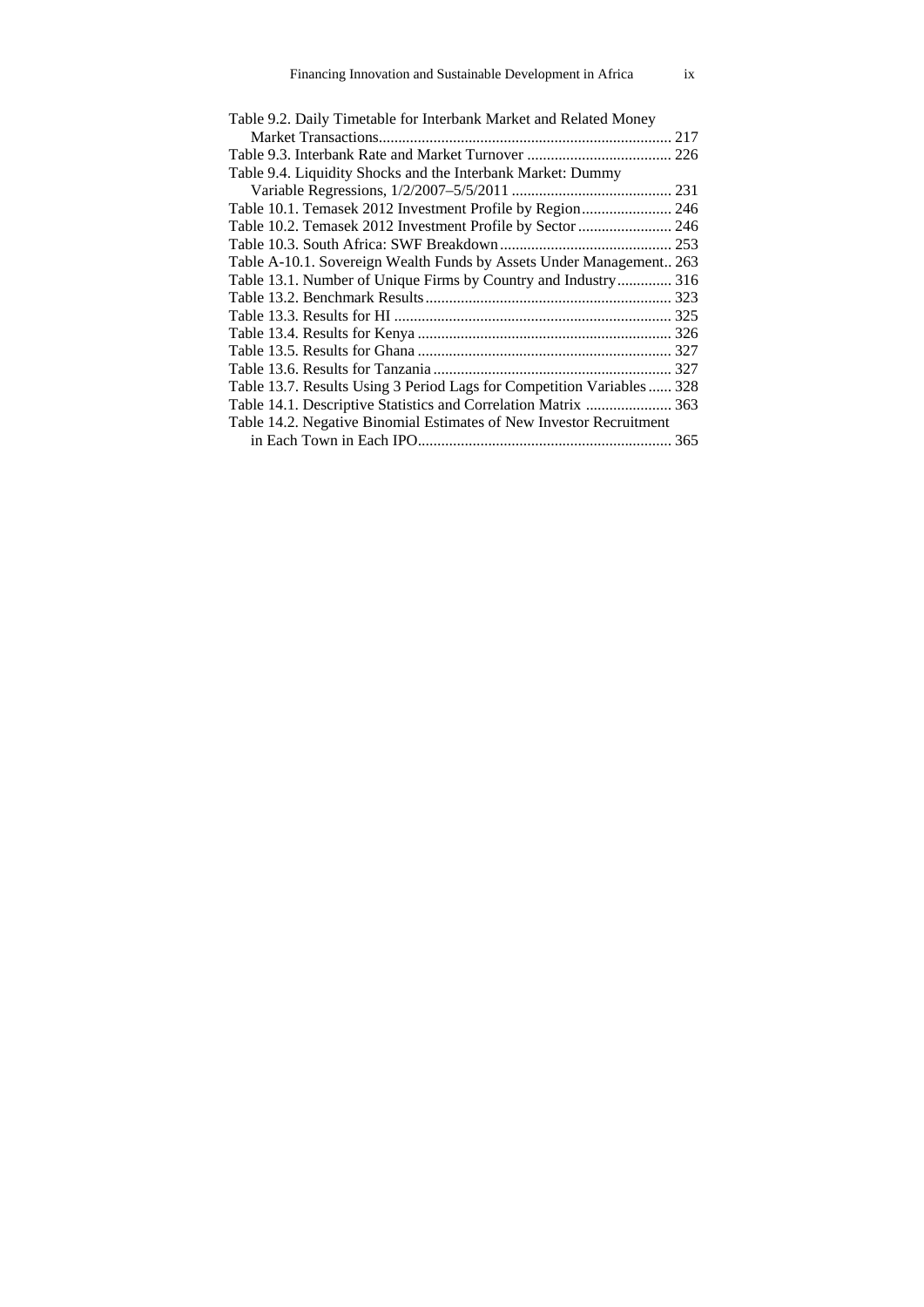Table 9.2. Daily Timetable for Interbank Market and Related Money Market Transactions........................................................................... 217

Table 9.3. Interbank Rate and Market Turnover ..................................... 226

Table 9.4. Liquidity Shocks and the Interbank Market: Dummy Variable Regressions, 1/2/2007–5/5/2011 ......................................... 231

Table 10.1. Temasek 2012 Investment Profile by Region....................... 246

Table 10.2. Temasek 2012 Investment Profile by Sector ........................ 246

Table 10.3. South Africa: SWF Breakdown............................................ 253

Table A-10.1. Sovereign Wealth Funds by Assets Under Management.. 263

Table 13.1. Number of Unique Firms by Country and Industry.............. 316

Table 13.2. Benchmark Results............................................................... 323

Table 13.3. Results for HI ....................................................................... 325

Table 13.4. Results for Kenya ................................................................. 326

Table 13.5. Results for Ghana ................................................................. 327

Table 13.6. Results for Tanzania............................................................. 327

Table 13.7. Results Using 3 Period Lags for Competition Variables ...... 328

Table 14.1. Descriptive Statistics and Correlation Matrix ...................... 363

Table 14.2. Negative Binomial Estimates of New Investor Recruitment in Each Town in Each IPO................................................................. 365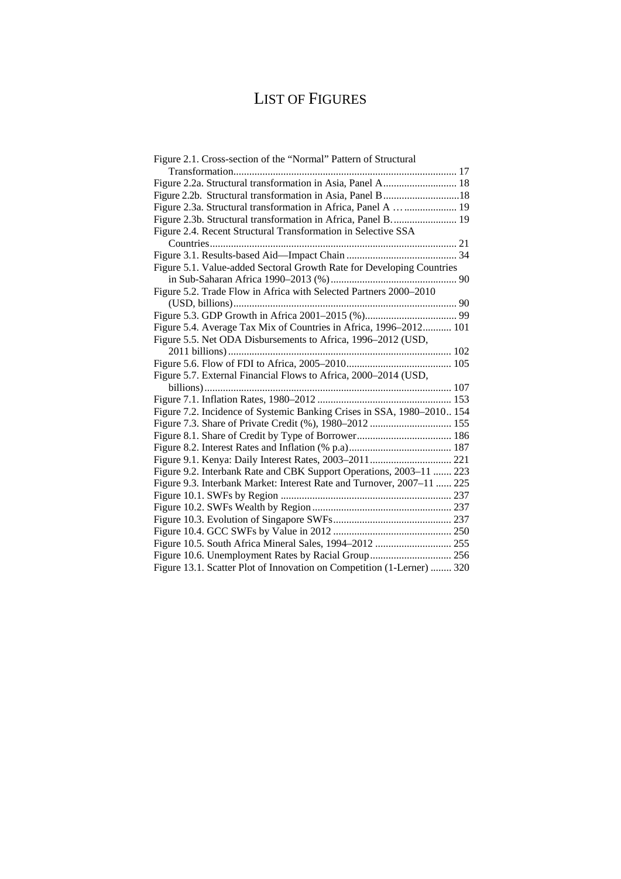# LIST OF FIGURES

Figure 2.1. Cross-section of the "Normal" Pattern of Structural Transformation .......... 17
Figure 2.2a. Structural transformation in Asia, Panel A .......... 18
Figure 2.2b. Structural transformation in Asia, Panel B .......... 18
Figure 2.3a. Structural transformation in Africa, Panel A … .......... 19
Figure 2.3b. Structural transformation in Africa, Panel B. .......... 19
Figure 2.4. Recent Structural Transformation in Selective SSA Countries .......... 21
Figure 3.1. Results-based Aid—Impact Chain .......... 34
Figure 5.1. Value-added Sectoral Growth Rate for Developing Countries in Sub-Saharan Africa 1990–2013 (%) .......... 90
Figure 5.2. Trade Flow in Africa with Selected Partners 2000–2010 (USD, billions) .......... 90
Figure 5.3. GDP Growth in Africa 2001–2015 (%) .......... 99
Figure 5.4. Average Tax Mix of Countries in Africa, 1996–2012 .......... 101
Figure 5.5. Net ODA Disbursements to Africa, 1996–2012 (USD, 2011 billions) .......... 102
Figure 5.6. Flow of FDI to Africa, 2005–2010 .......... 105
Figure 5.7. External Financial Flows to Africa, 2000–2014 (USD, billions) .......... 107
Figure 7.1. Inflation Rates, 1980–2012 .......... 153
Figure 7.2. Incidence of Systemic Banking Crises in SSA, 1980–2010 .......... 154
Figure 7.3. Share of Private Credit (%), 1980–2012 .......... 155
Figure 8.1. Share of Credit by Type of Borrower .......... 186
Figure 8.2. Interest Rates and Inflation (% p.a) .......... 187
Figure 9.1. Kenya: Daily Interest Rates, 2003–2011 .......... 221
Figure 9.2. Interbank Rate and CBK Support Operations, 2003–11 .......... 223
Figure 9.3. Interbank Market: Interest Rate and Turnover, 2007–11 .......... 225
Figure 10.1. SWFs by Region .......... 237
Figure 10.2. SWFs Wealth by Region .......... 237
Figure 10.3. Evolution of Singapore SWFs .......... 237
Figure 10.4. GCC SWFs by Value in 2012 .......... 250
Figure 10.5. South Africa Mineral Sales, 1994–2012 .......... 255
Figure 10.6. Unemployment Rates by Racial Group .......... 256
Figure 13.1. Scatter Plot of Innovation on Competition (1-Lerner) .......... 320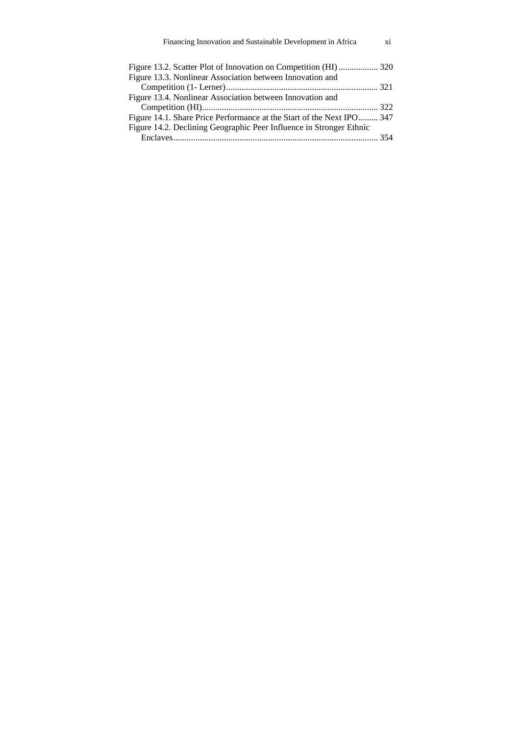Figure 13.2. Scatter Plot of Innovation on Competition (HI) .................. 320
Figure 13.3. Nonlinear Association between Innovation and Competition (1- Lerner)..................................................................... 321
Figure 13.4. Nonlinear Association between Innovation and Competition (HI)................................................................................ 322
Figure 14.1. Share Price Performance at the Start of the Next IPO......... 347
Figure 14.2. Declining Geographic Peer Influence in Stronger Ethnic Enclaves............................................................................................. 354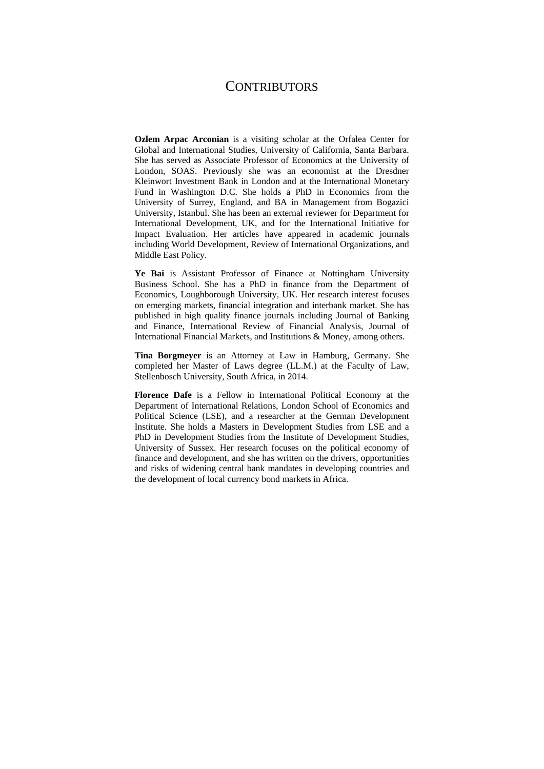# Contributors

**Ozlem Arpac Arconian** is a visiting scholar at the Orfalea Center for Global and International Studies, University of California, Santa Barbara. She has served as Associate Professor of Economics at the University of London, SOAS. Previously she was an economist at the Dresdner Kleinwort Investment Bank in London and at the International Monetary Fund in Washington D.C. She holds a PhD in Economics from the University of Surrey, England, and BA in Management from Bogazici University, Istanbul. She has been an external reviewer for Department for International Development, UK, and for the International Initiative for Impact Evaluation. Her articles have appeared in academic journals including World Development, Review of International Organizations, and Middle East Policy.

**Ye Bai** is Assistant Professor of Finance at Nottingham University Business School. She has a PhD in finance from the Department of Economics, Loughborough University, UK. Her research interest focuses on emerging markets, financial integration and interbank market. She has published in high quality finance journals including Journal of Banking and Finance, International Review of Financial Analysis, Journal of International Financial Markets, and Institutions & Money, among others.

**Tina Borgmeyer** is an Attorney at Law in Hamburg, Germany. She completed her Master of Laws degree (LL.M.) at the Faculty of Law, Stellenbosch University, South Africa, in 2014.

**Florence Dafe** is a Fellow in International Political Economy at the Department of International Relations, London School of Economics and Political Science (LSE), and a researcher at the German Development Institute. She holds a Masters in Development Studies from LSE and a PhD in Development Studies from the Institute of Development Studies, University of Sussex. Her research focuses on the political economy of finance and development, and she has written on the drivers, opportunities and risks of widening central bank mandates in developing countries and the development of local currency bond markets in Africa.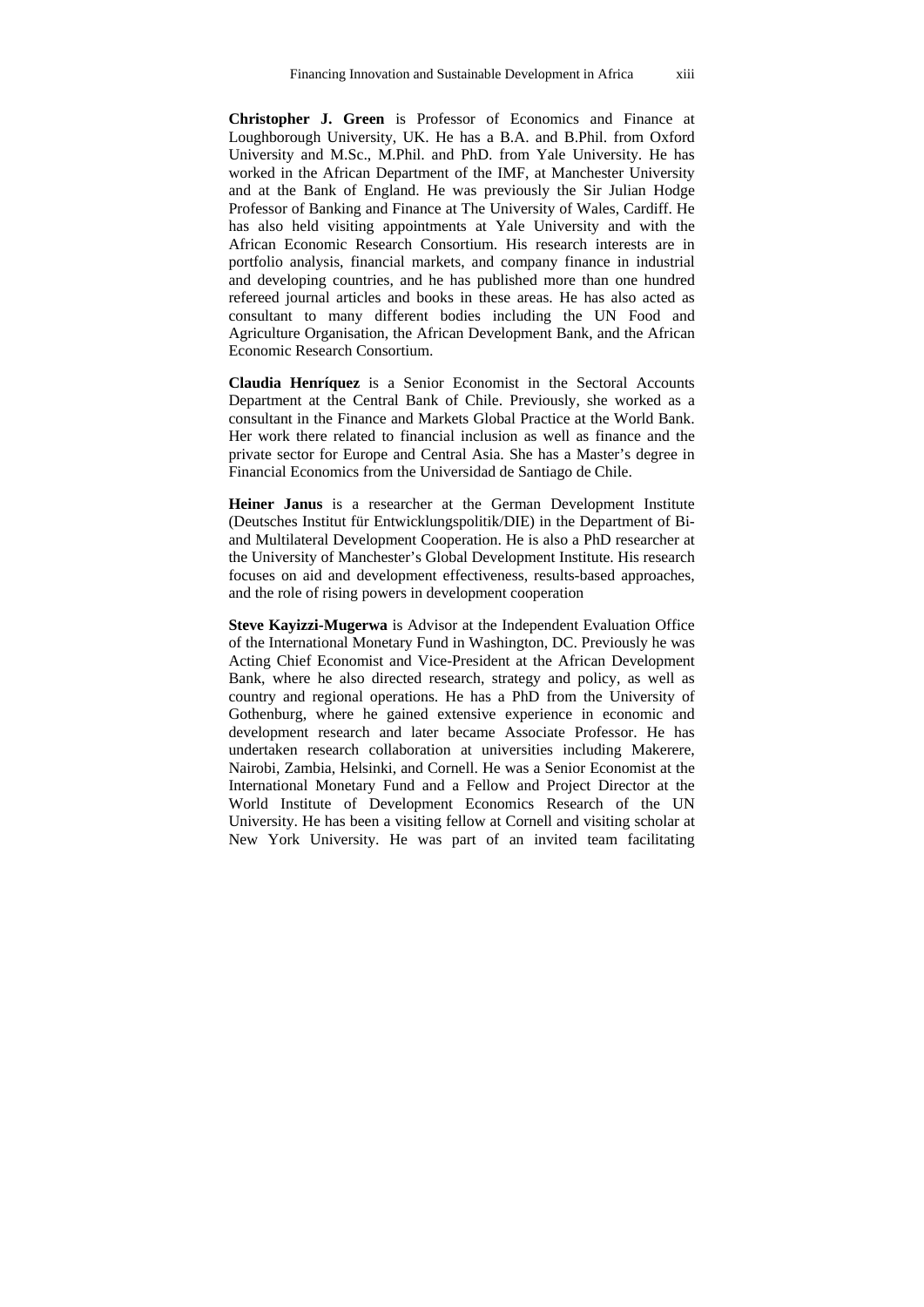**Christopher J. Green** is Professor of Economics and Finance at Loughborough University, UK. He has a B.A. and B.Phil. from Oxford University and M.Sc., M.Phil. and PhD. from Yale University. He has worked in the African Department of the IMF, at Manchester University and at the Bank of England. He was previously the Sir Julian Hodge Professor of Banking and Finance at The University of Wales, Cardiff. He has also held visiting appointments at Yale University and with the African Economic Research Consortium. His research interests are in portfolio analysis, financial markets, and company finance in industrial and developing countries, and he has published more than one hundred refereed journal articles and books in these areas. He has also acted as consultant to many different bodies including the UN Food and Agriculture Organisation, the African Development Bank, and the African Economic Research Consortium.

**Claudia Henríquez** is a Senior Economist in the Sectoral Accounts Department at the Central Bank of Chile. Previously, she worked as a consultant in the Finance and Markets Global Practice at the World Bank. Her work there related to financial inclusion as well as finance and the private sector for Europe and Central Asia. She has a Master's degree in Financial Economics from the Universidad de Santiago de Chile.

**Heiner Janus** is a researcher at the German Development Institute (Deutsches Institut für Entwicklungspolitik/DIE) in the Department of Bi- and Multilateral Development Cooperation. He is also a PhD researcher at the University of Manchester's Global Development Institute. His research focuses on aid and development effectiveness, results-based approaches, and the role of rising powers in development cooperation

**Steve Kayizzi-Mugerwa** is Advisor at the Independent Evaluation Office of the International Monetary Fund in Washington, DC. Previously he was Acting Chief Economist and Vice-President at the African Development Bank, where he also directed research, strategy and policy, as well as country and regional operations. He has a PhD from the University of Gothenburg, where he gained extensive experience in economic and development research and later became Associate Professor. He has undertaken research collaboration at universities including Makerere, Nairobi, Zambia, Helsinki, and Cornell. He was a Senior Economist at the International Monetary Fund and a Fellow and Project Director at the World Institute of Development Economics Research of the UN University. He has been a visiting fellow at Cornell and visiting scholar at New York University. He was part of an invited team facilitating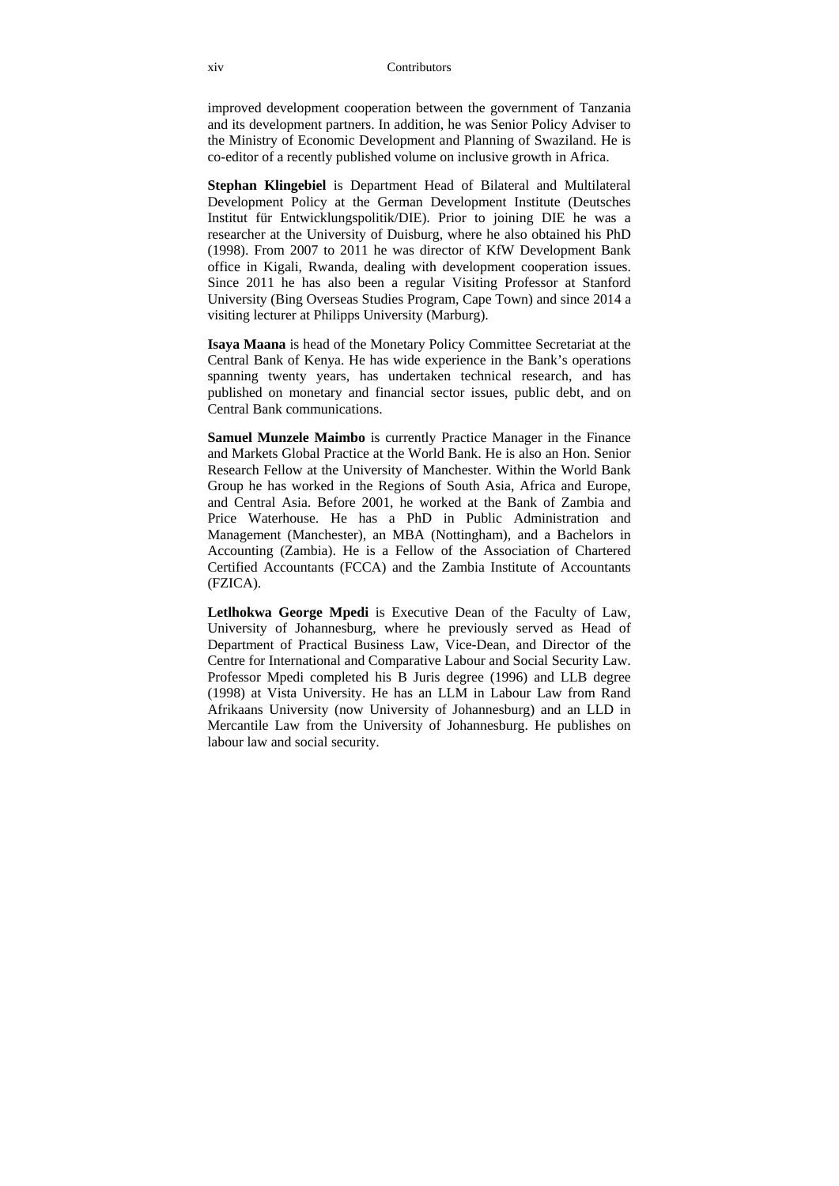improved development cooperation between the government of Tanzania and its development partners. In addition, he was Senior Policy Adviser to the Ministry of Economic Development and Planning of Swaziland. He is co-editor of a recently published volume on inclusive growth in Africa.

**Stephan Klingebiel** is Department Head of Bilateral and Multilateral Development Policy at the German Development Institute (Deutsches Institut für Entwicklungspolitik/DIE). Prior to joining DIE he was a researcher at the University of Duisburg, where he also obtained his PhD (1998). From 2007 to 2011 he was director of KfW Development Bank office in Kigali, Rwanda, dealing with development cooperation issues. Since 2011 he has also been a regular Visiting Professor at Stanford University (Bing Overseas Studies Program, Cape Town) and since 2014 a visiting lecturer at Philipps University (Marburg).

**Isaya Maana** is head of the Monetary Policy Committee Secretariat at the Central Bank of Kenya. He has wide experience in the Bank's operations spanning twenty years, has undertaken technical research, and has published on monetary and financial sector issues, public debt, and on Central Bank communications.

**Samuel Munzele Maimbo** is currently Practice Manager in the Finance and Markets Global Practice at the World Bank. He is also an Hon. Senior Research Fellow at the University of Manchester. Within the World Bank Group he has worked in the Regions of South Asia, Africa and Europe, and Central Asia. Before 2001, he worked at the Bank of Zambia and Price Waterhouse. He has a PhD in Public Administration and Management (Manchester), an MBA (Nottingham), and a Bachelors in Accounting (Zambia). He is a Fellow of the Association of Chartered Certified Accountants (FCCA) and the Zambia Institute of Accountants (FZICA).

**Letlhokwa George Mpedi** is Executive Dean of the Faculty of Law, University of Johannesburg, where he previously served as Head of Department of Practical Business Law, Vice-Dean, and Director of the Centre for International and Comparative Labour and Social Security Law. Professor Mpedi completed his B Juris degree (1996) and LLB degree (1998) at Vista University. He has an LLM in Labour Law from Rand Afrikaans University (now University of Johannesburg) and an LLD in Mercantile Law from the University of Johannesburg. He publishes on labour law and social security.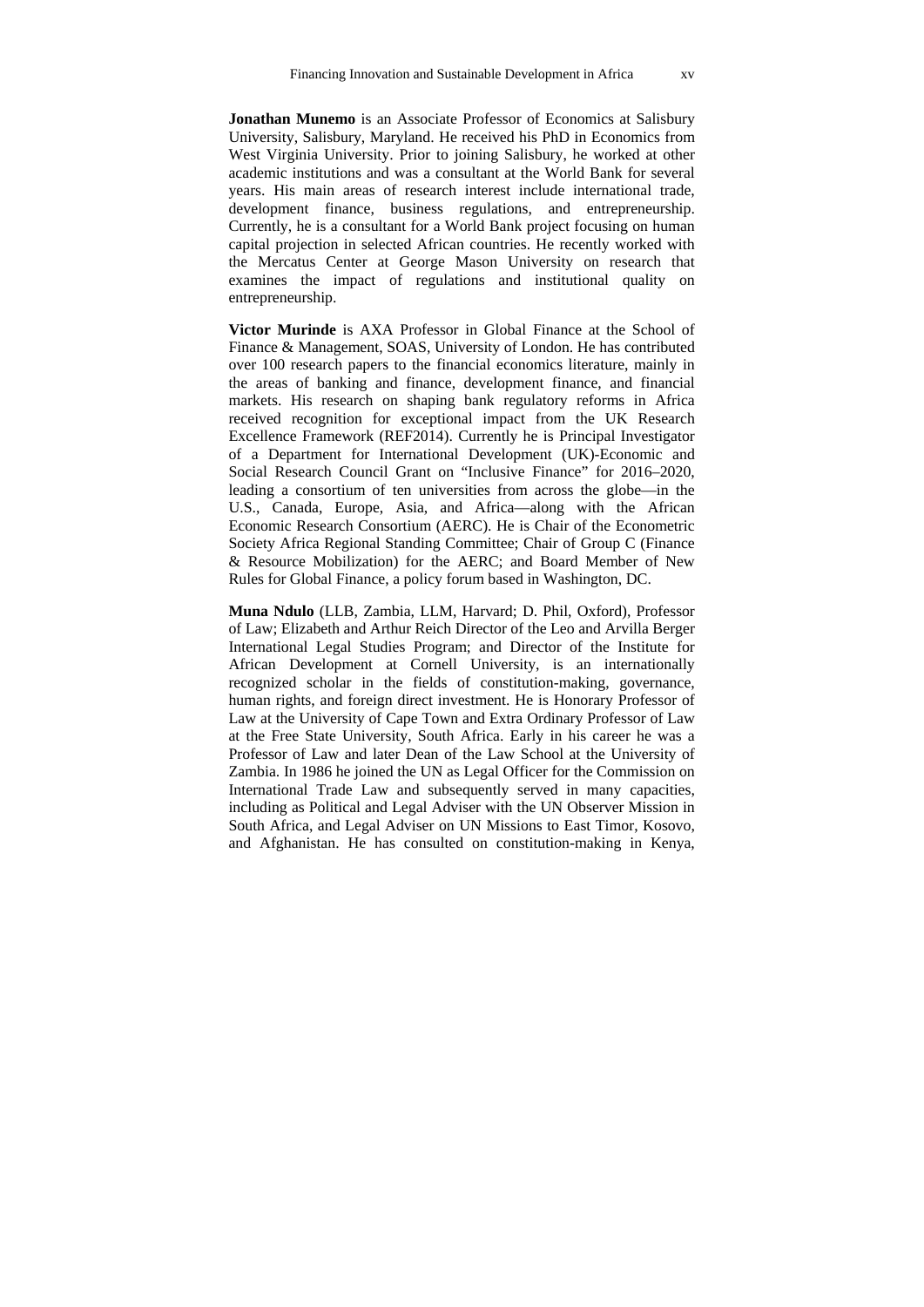**Jonathan Munemo** is an Associate Professor of Economics at Salisbury University, Salisbury, Maryland. He received his PhD in Economics from West Virginia University. Prior to joining Salisbury, he worked at other academic institutions and was a consultant at the World Bank for several years. His main areas of research interest include international trade, development finance, business regulations, and entrepreneurship. Currently, he is a consultant for a World Bank project focusing on human capital projection in selected African countries. He recently worked with the Mercatus Center at George Mason University on research that examines the impact of regulations and institutional quality on entrepreneurship.

**Victor Murinde** is AXA Professor in Global Finance at the School of Finance & Management, SOAS, University of London. He has contributed over 100 research papers to the financial economics literature, mainly in the areas of banking and finance, development finance, and financial markets. His research on shaping bank regulatory reforms in Africa received recognition for exceptional impact from the UK Research Excellence Framework (REF2014). Currently he is Principal Investigator of a Department for International Development (UK)-Economic and Social Research Council Grant on "Inclusive Finance" for 2016–2020, leading a consortium of ten universities from across the globe—in the U.S., Canada, Europe, Asia, and Africa—along with the African Economic Research Consortium (AERC). He is Chair of the Econometric Society Africa Regional Standing Committee; Chair of Group C (Finance & Resource Mobilization) for the AERC; and Board Member of New Rules for Global Finance, a policy forum based in Washington, DC.

**Muna Ndulo** (LLB, Zambia, LLM, Harvard; D. Phil, Oxford), Professor of Law; Elizabeth and Arthur Reich Director of the Leo and Arvilla Berger International Legal Studies Program; and Director of the Institute for African Development at Cornell University, is an internationally recognized scholar in the fields of constitution-making, governance, human rights, and foreign direct investment. He is Honorary Professor of Law at the University of Cape Town and Extra Ordinary Professor of Law at the Free State University, South Africa. Early in his career he was a Professor of Law and later Dean of the Law School at the University of Zambia. In 1986 he joined the UN as Legal Officer for the Commission on International Trade Law and subsequently served in many capacities, including as Political and Legal Adviser with the UN Observer Mission in South Africa, and Legal Adviser on UN Missions to East Timor, Kosovo, and Afghanistan. He has consulted on constitution-making in Kenya,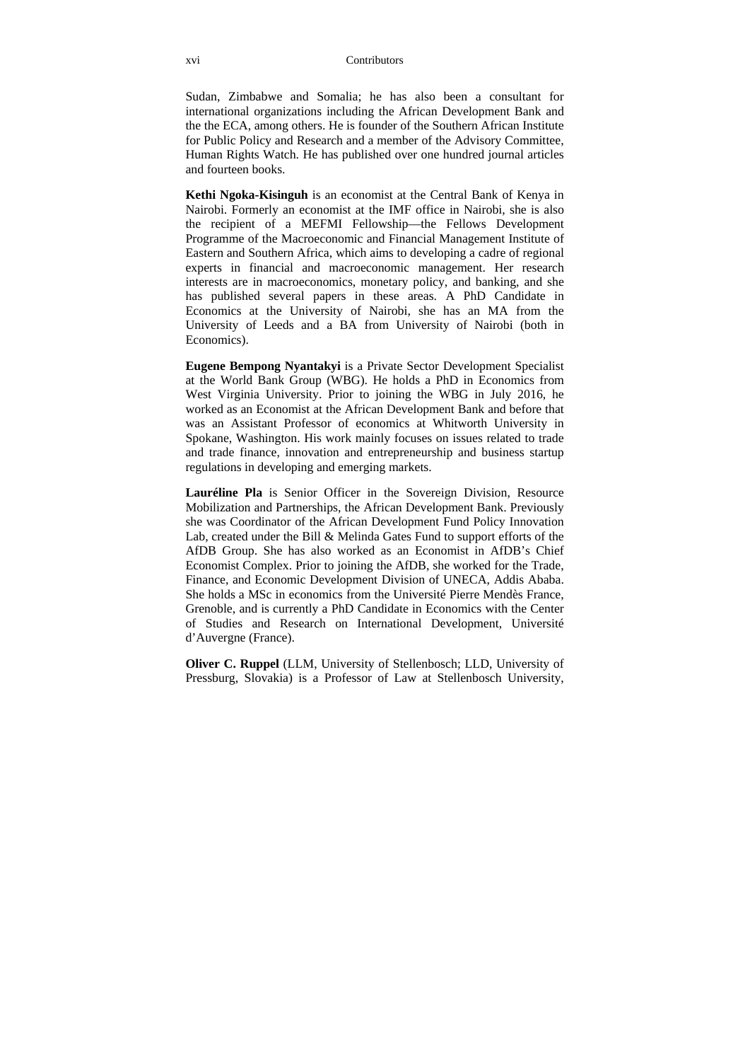Sudan, Zimbabwe and Somalia; he has also been a consultant for international organizations including the African Development Bank and the the ECA, among others. He is founder of the Southern African Institute for Public Policy and Research and a member of the Advisory Committee, Human Rights Watch. He has published over one hundred journal articles and fourteen books.

**Kethi Ngoka-Kisinguh** is an economist at the Central Bank of Kenya in Nairobi. Formerly an economist at the IMF office in Nairobi, she is also the recipient of a MEFMI Fellowship—the Fellows Development Programme of the Macroeconomic and Financial Management Institute of Eastern and Southern Africa, which aims to developing a cadre of regional experts in financial and macroeconomic management. Her research interests are in macroeconomics, monetary policy, and banking, and she has published several papers in these areas. A PhD Candidate in Economics at the University of Nairobi, she has an MA from the University of Leeds and a BA from University of Nairobi (both in Economics).

**Eugene Bempong Nyantakyi** is a Private Sector Development Specialist at the World Bank Group (WBG). He holds a PhD in Economics from West Virginia University. Prior to joining the WBG in July 2016, he worked as an Economist at the African Development Bank and before that was an Assistant Professor of economics at Whitworth University in Spokane, Washington. His work mainly focuses on issues related to trade and trade finance, innovation and entrepreneurship and business startup regulations in developing and emerging markets.

**Lauréline Pla** is Senior Officer in the Sovereign Division, Resource Mobilization and Partnerships, the African Development Bank. Previously she was Coordinator of the African Development Fund Policy Innovation Lab, created under the Bill & Melinda Gates Fund to support efforts of the AfDB Group. She has also worked as an Economist in AfDB's Chief Economist Complex. Prior to joining the AfDB, she worked for the Trade, Finance, and Economic Development Division of UNECA, Addis Ababa. She holds a MSc in economics from the Université Pierre Mendès France, Grenoble, and is currently a PhD Candidate in Economics with the Center of Studies and Research on International Development, Université d'Auvergne (France).

**Oliver C. Ruppel** (LLM, University of Stellenbosch; LLD, University of Pressburg, Slovakia) is a Professor of Law at Stellenbosch University,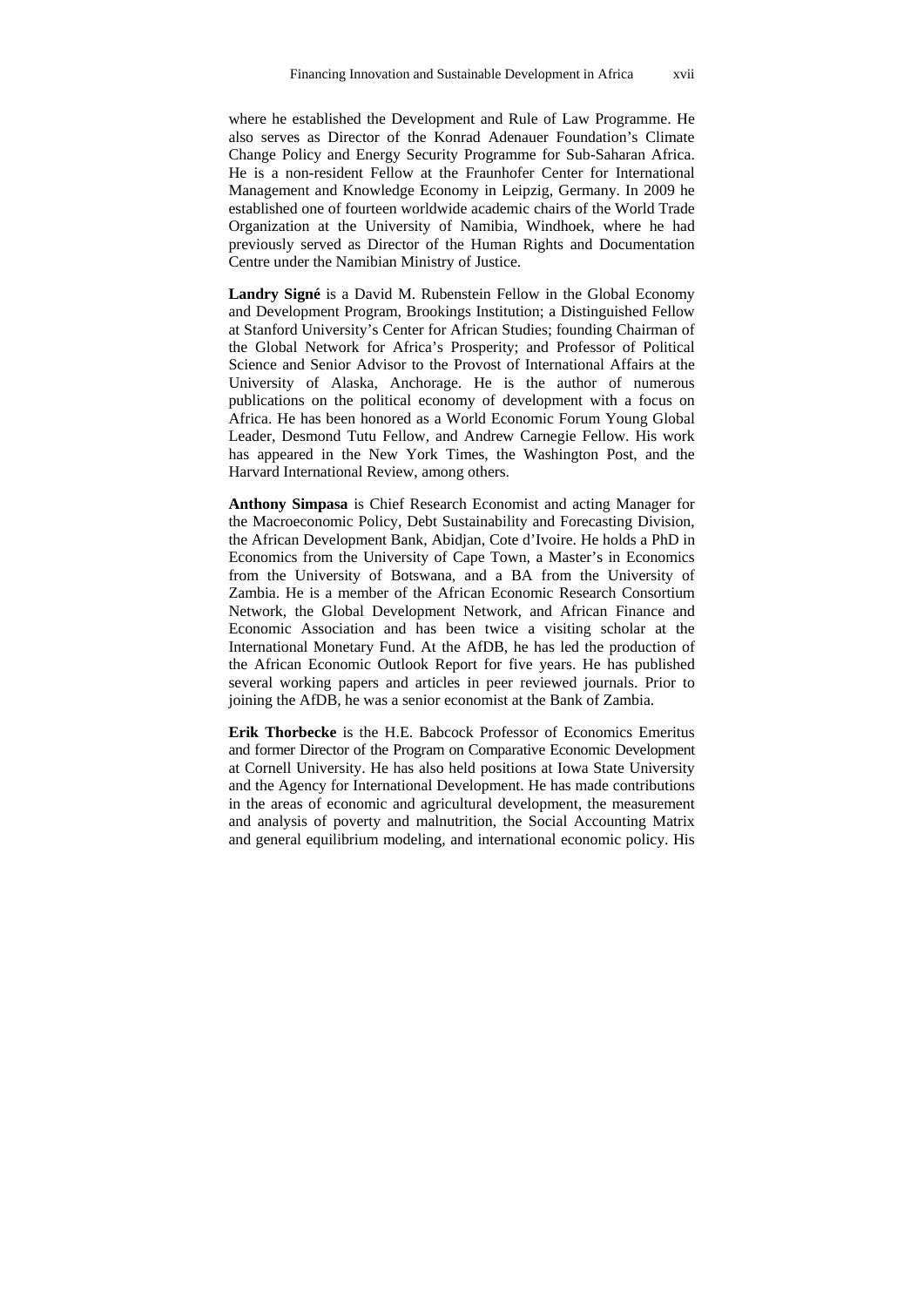where he established the Development and Rule of Law Programme. He also serves as Director of the Konrad Adenauer Foundation's Climate Change Policy and Energy Security Programme for Sub-Saharan Africa. He is a non-resident Fellow at the Fraunhofer Center for International Management and Knowledge Economy in Leipzig, Germany. In 2009 he established one of fourteen worldwide academic chairs of the World Trade Organization at the University of Namibia, Windhoek, where he had previously served as Director of the Human Rights and Documentation Centre under the Namibian Ministry of Justice.

**Landry Signé** is a David M. Rubenstein Fellow in the Global Economy and Development Program, Brookings Institution; a Distinguished Fellow at Stanford University's Center for African Studies; founding Chairman of the Global Network for Africa's Prosperity; and Professor of Political Science and Senior Advisor to the Provost of International Affairs at the University of Alaska, Anchorage. He is the author of numerous publications on the political economy of development with a focus on Africa. He has been honored as a World Economic Forum Young Global Leader, Desmond Tutu Fellow, and Andrew Carnegie Fellow. His work has appeared in the New York Times, the Washington Post, and the Harvard International Review, among others.

**Anthony Simpasa** is Chief Research Economist and acting Manager for the Macroeconomic Policy, Debt Sustainability and Forecasting Division, the African Development Bank, Abidjan, Cote d'Ivoire. He holds a PhD in Economics from the University of Cape Town, a Master's in Economics from the University of Botswana, and a BA from the University of Zambia. He is a member of the African Economic Research Consortium Network, the Global Development Network, and African Finance and Economic Association and has been twice a visiting scholar at the International Monetary Fund. At the AfDB, he has led the production of the African Economic Outlook Report for five years. He has published several working papers and articles in peer reviewed journals. Prior to joining the AfDB, he was a senior economist at the Bank of Zambia.

**Erik Thorbecke** is the H.E. Babcock Professor of Economics Emeritus and former Director of the Program on Comparative Economic Development at Cornell University. He has also held positions at Iowa State University and the Agency for International Development. He has made contributions in the areas of economic and agricultural development, the measurement and analysis of poverty and malnutrition, the Social Accounting Matrix and general equilibrium modeling, and international economic policy. His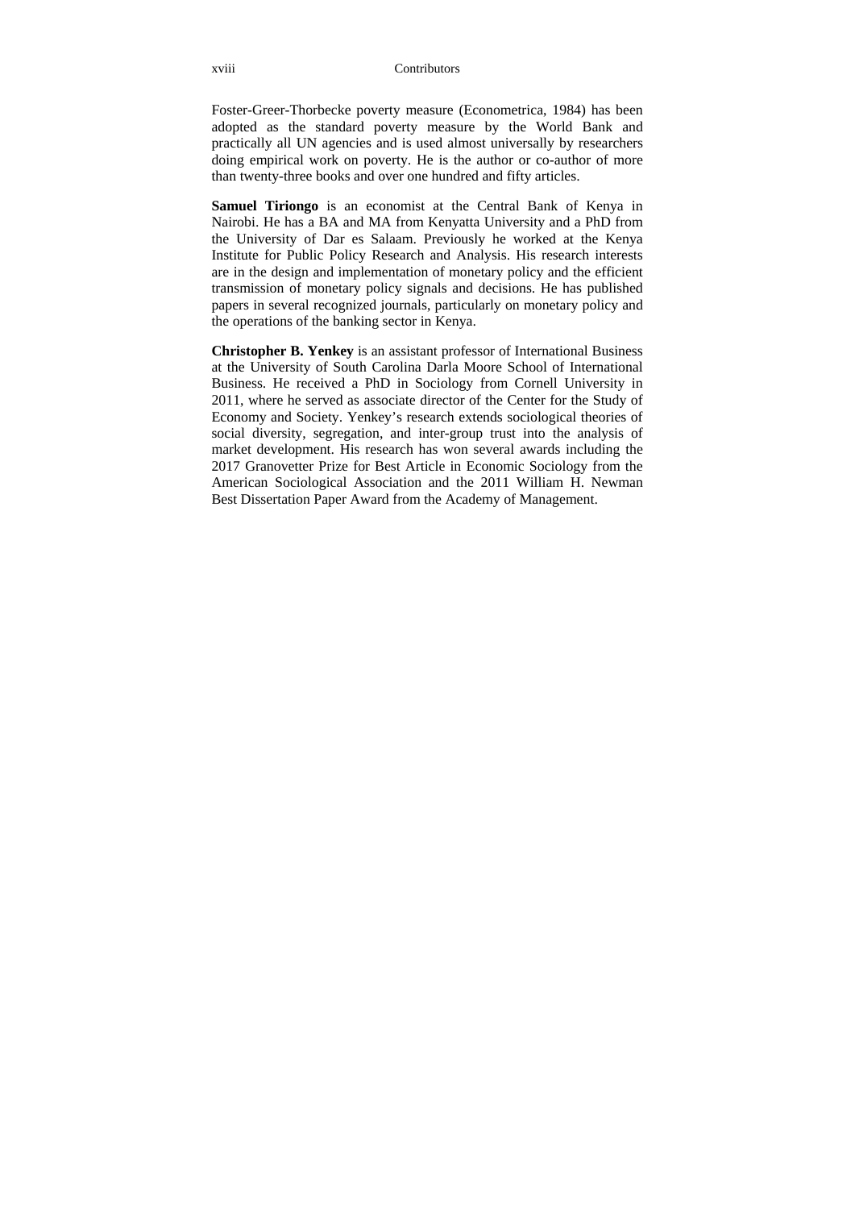Foster-Greer-Thorbecke poverty measure (Econometrica, 1984) has been adopted as the standard poverty measure by the World Bank and practically all UN agencies and is used almost universally by researchers doing empirical work on poverty. He is the author or co-author of more than twenty-three books and over one hundred and fifty articles.

**Samuel Tiriongo** is an economist at the Central Bank of Kenya in Nairobi. He has a BA and MA from Kenyatta University and a PhD from the University of Dar es Salaam. Previously he worked at the Kenya Institute for Public Policy Research and Analysis. His research interests are in the design and implementation of monetary policy and the efficient transmission of monetary policy signals and decisions. He has published papers in several recognized journals, particularly on monetary policy and the operations of the banking sector in Kenya.

**Christopher B. Yenkey** is an assistant professor of International Business at the University of South Carolina Darla Moore School of International Business. He received a PhD in Sociology from Cornell University in 2011, where he served as associate director of the Center for the Study of Economy and Society. Yenkey's research extends sociological theories of social diversity, segregation, and inter-group trust into the analysis of market development. His research has won several awards including the 2017 Granovetter Prize for Best Article in Economic Sociology from the American Sociological Association and the 2011 William H. Newman Best Dissertation Paper Award from the Academy of Management.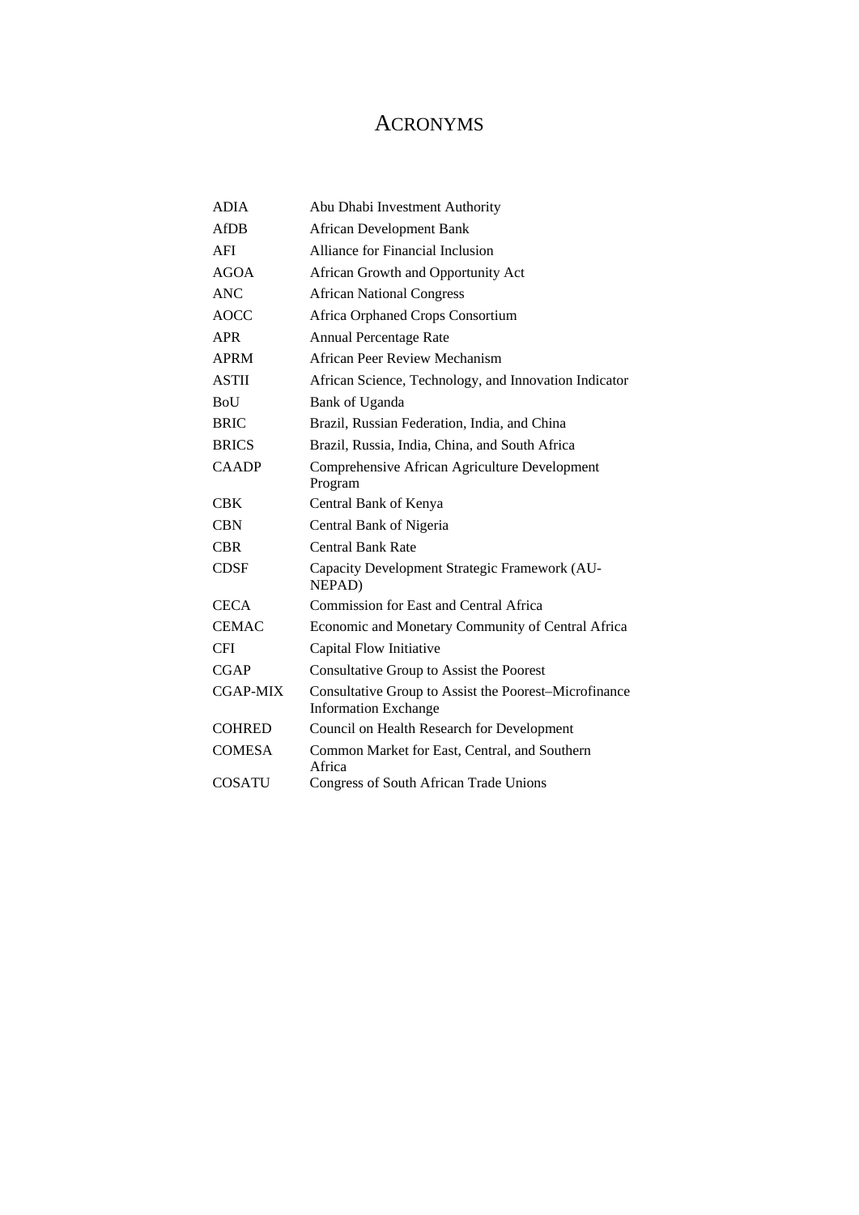# Acronyms

| | |
|---|---|
| ADIA | Abu Dhabi Investment Authority |
| AfDB | African Development Bank |
| AFI | Alliance for Financial Inclusion |
| AGOA | African Growth and Opportunity Act |
| ANC | African National Congress |
| AOCC | Africa Orphaned Crops Consortium |
| APR | Annual Percentage Rate |
| APRM | African Peer Review Mechanism |
| ASTII | African Science, Technology, and Innovation Indicator |
| BoU | Bank of Uganda |
| BRIC | Brazil, Russian Federation, India, and China |
| BRICS | Brazil, Russia, India, China, and South Africa |
| CAADP | Comprehensive African Agriculture Development Program |
| CBK | Central Bank of Kenya |
| CBN | Central Bank of Nigeria |
| CBR | Central Bank Rate |
| CDSF | Capacity Development Strategic Framework (AU-NEPAD) |
| CECA | Commission for East and Central Africa |
| CEMAC | Economic and Monetary Community of Central Africa |
| CFI | Capital Flow Initiative |
| CGAP | Consultative Group to Assist the Poorest |
| CGAP-MIX | Consultative Group to Assist the Poorest–Microfinance Information Exchange |
| COHRED | Council on Health Research for Development |
| COMESA | Common Market for East, Central, and Southern Africa |
| COSATU | Congress of South African Trade Unions |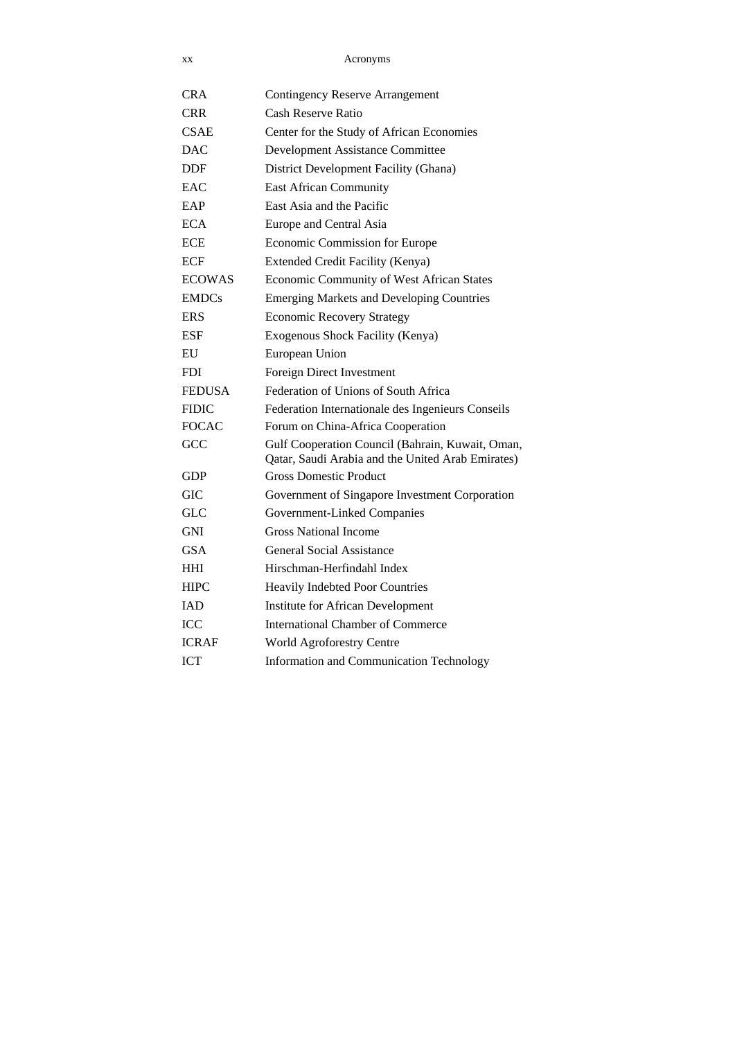| | |
|---|---|
| CRA | Contingency Reserve Arrangement |
| CRR | Cash Reserve Ratio |
| CSAE | Center for the Study of African Economies |
| DAC | Development Assistance Committee |
| DDF | District Development Facility (Ghana) |
| EAC | East African Community |
| EAP | East Asia and the Pacific |
| ECA | Europe and Central Asia |
| ECE | Economic Commission for Europe |
| ECF | Extended Credit Facility (Kenya) |
| ECOWAS | Economic Community of West African States |
| EMDCs | Emerging Markets and Developing Countries |
| ERS | Economic Recovery Strategy |
| ESF | Exogenous Shock Facility (Kenya) |
| EU | European Union |
| FDI | Foreign Direct Investment |
| FEDUSA | Federation of Unions of South Africa |
| FIDIC | Federation Internationale des Ingenieurs Conseils |
| FOCAC | Forum on China-Africa Cooperation |
| GCC | Gulf Cooperation Council (Bahrain, Kuwait, Oman, Qatar, Saudi Arabia and the United Arab Emirates) |
| GDP | Gross Domestic Product |
| GIC | Government of Singapore Investment Corporation |
| GLC | Government-Linked Companies |
| GNI | Gross National Income |
| GSA | General Social Assistance |
| HHI | Hirschman-Herfindahl Index |
| HIPC | Heavily Indebted Poor Countries |
| IAD | Institute for African Development |
| ICC | International Chamber of Commerce |
| ICRAF | World Agroforestry Centre |
| ICT | Information and Communication Technology |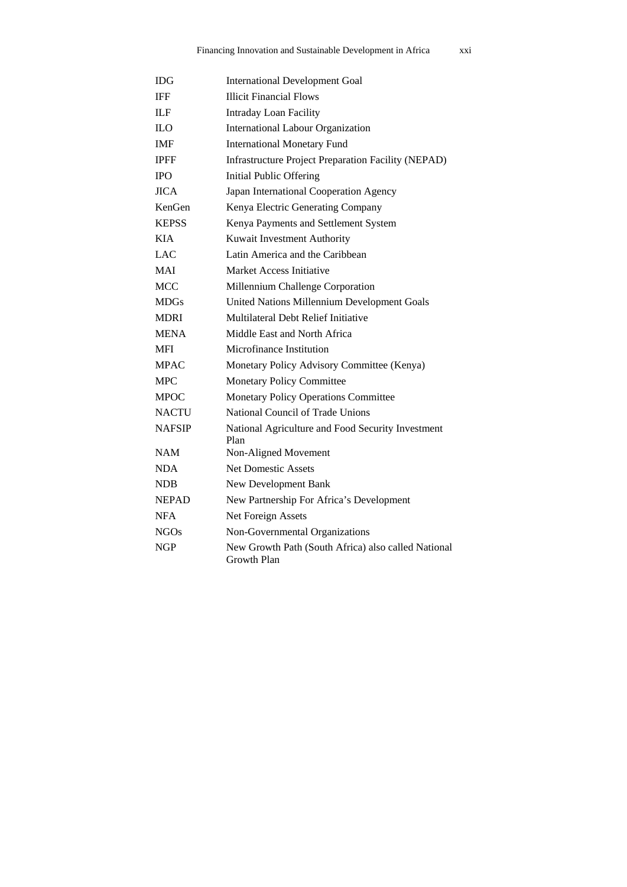| | |
|---|---|
| IDG | International Development Goal |
| IFF | Illicit Financial Flows |
| ILF | Intraday Loan Facility |
| ILO | International Labour Organization |
| IMF | International Monetary Fund |
| IPFF | Infrastructure Project Preparation Facility (NEPAD) |
| IPO | Initial Public Offering |
| JICA | Japan International Cooperation Agency |
| KenGen | Kenya Electric Generating Company |
| KEPSS | Kenya Payments and Settlement System |
| KIA | Kuwait Investment Authority |
| LAC | Latin America and the Caribbean |
| MAI | Market Access Initiative |
| MCC | Millennium Challenge Corporation |
| MDGs | United Nations Millennium Development Goals |
| MDRI | Multilateral Debt Relief Initiative |
| MENA | Middle East and North Africa |
| MFI | Microfinance Institution |
| MPAC | Monetary Policy Advisory Committee (Kenya) |
| MPC | Monetary Policy Committee |
| MPOC | Monetary Policy Operations Committee |
| NACTU | National Council of Trade Unions |
| NAFSIP | National Agriculture and Food Security Investment Plan |
| NAM | Non-Aligned Movement |
| NDA | Net Domestic Assets |
| NDB | New Development Bank |
| NEPAD | New Partnership For Africa's Development |
| NFA | Net Foreign Assets |
| NGOs | Non-Governmental Organizations |
| NGP | New Growth Path (South Africa) also called National Growth Plan |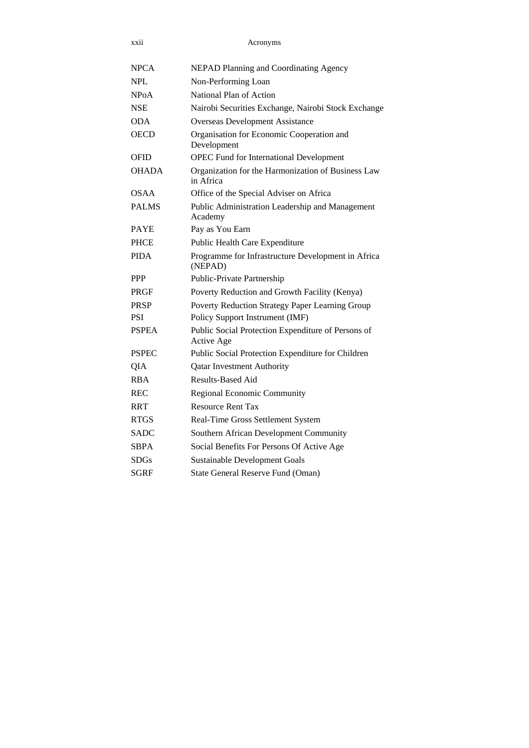| | |
|---|---|
| NPCA | NEPAD Planning and Coordinating Agency |
| NPL | Non-Performing Loan |
| NPoA | National Plan of Action |
| NSE | Nairobi Securities Exchange, Nairobi Stock Exchange |
| ODA | Overseas Development Assistance |
| OECD | Organisation for Economic Cooperation and Development |
| OFID | OPEC Fund for International Development |
| OHADA | Organization for the Harmonization of Business Law in Africa |
| OSAA | Office of the Special Adviser on Africa |
| PALMS | Public Administration Leadership and Management Academy |
| PAYE | Pay as You Earn |
| PHCE | Public Health Care Expenditure |
| PIDA | Programme for Infrastructure Development in Africa (NEPAD) |
| PPP | Public-Private Partnership |
| PRGF | Poverty Reduction and Growth Facility (Kenya) |
| PRSP | Poverty Reduction Strategy Paper Learning Group |
| PSI | Policy Support Instrument (IMF) |
| PSPEA | Public Social Protection Expenditure of Persons of Active Age |
| PSPEC | Public Social Protection Expenditure for Children |
| QIA | Qatar Investment Authority |
| RBA | Results-Based Aid |
| REC | Regional Economic Community |
| RRT | Resource Rent Tax |
| RTGS | Real-Time Gross Settlement System |
| SADC | Southern African Development Community |
| SBPA | Social Benefits For Persons Of Active Age |
| SDGs | Sustainable Development Goals |
| SGRF | State General Reserve Fund (Oman) |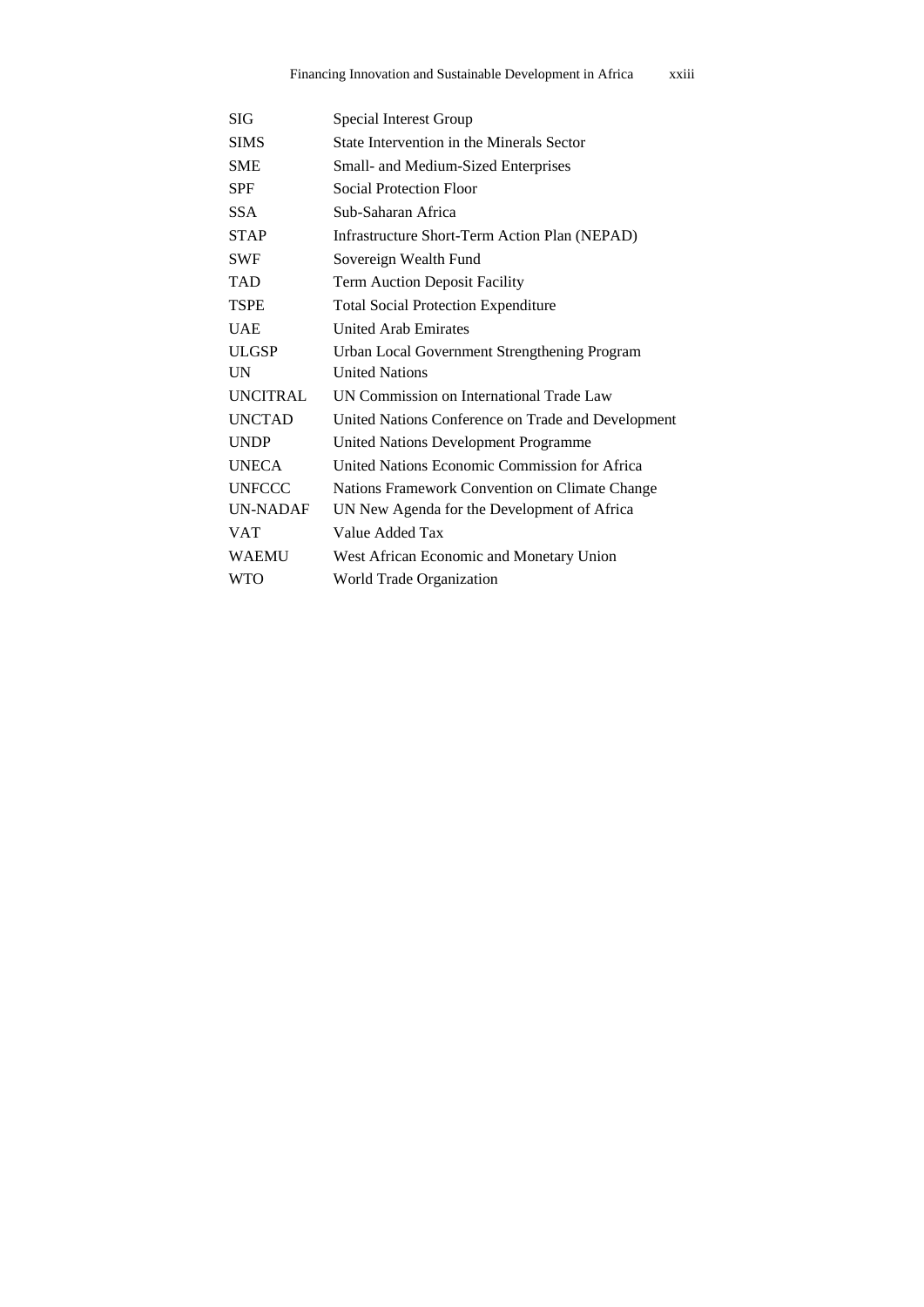| | |
|---|---|
| SIG | Special Interest Group |
| SIMS | State Intervention in the Minerals Sector |
| SME | Small- and Medium-Sized Enterprises |
| SPF | Social Protection Floor |
| SSA | Sub-Saharan Africa |
| STAP | Infrastructure Short-Term Action Plan (NEPAD) |
| SWF | Sovereign Wealth Fund |
| TAD | Term Auction Deposit Facility |
| TSPE | Total Social Protection Expenditure |
| UAE | United Arab Emirates |
| ULGSP | Urban Local Government Strengthening Program |
| UN | United Nations |
| UNCITRAL | UN Commission on International Trade Law |
| UNCTAD | United Nations Conference on Trade and Development |
| UNDP | United Nations Development Programme |
| UNECA | United Nations Economic Commission for Africa |
| UNFCCC | Nations Framework Convention on Climate Change |
| UN-NADAF | UN New Agenda for the Development of Africa |
| VAT | Value Added Tax |
| WAEMU | West African Economic and Monetary Union |
| WTO | World Trade Organization |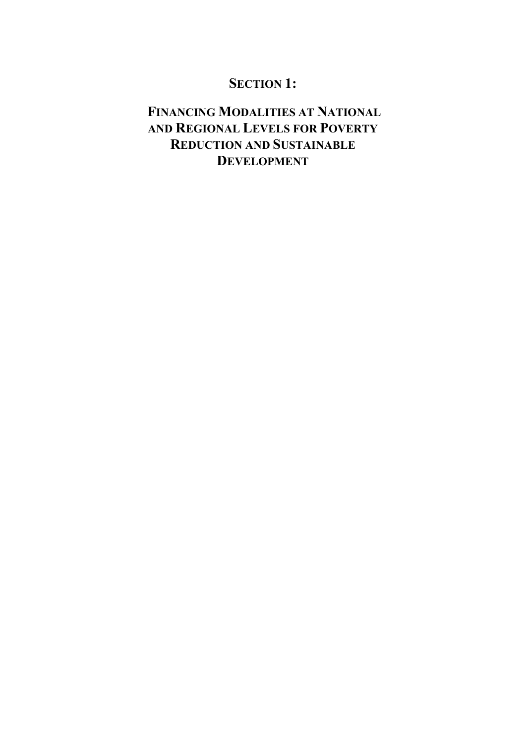# SECTION 1:

# FINANCING MODALITIES AT NATIONAL AND REGIONAL LEVELS FOR POVERTY REDUCTION AND SUSTAINABLE DEVELOPMENT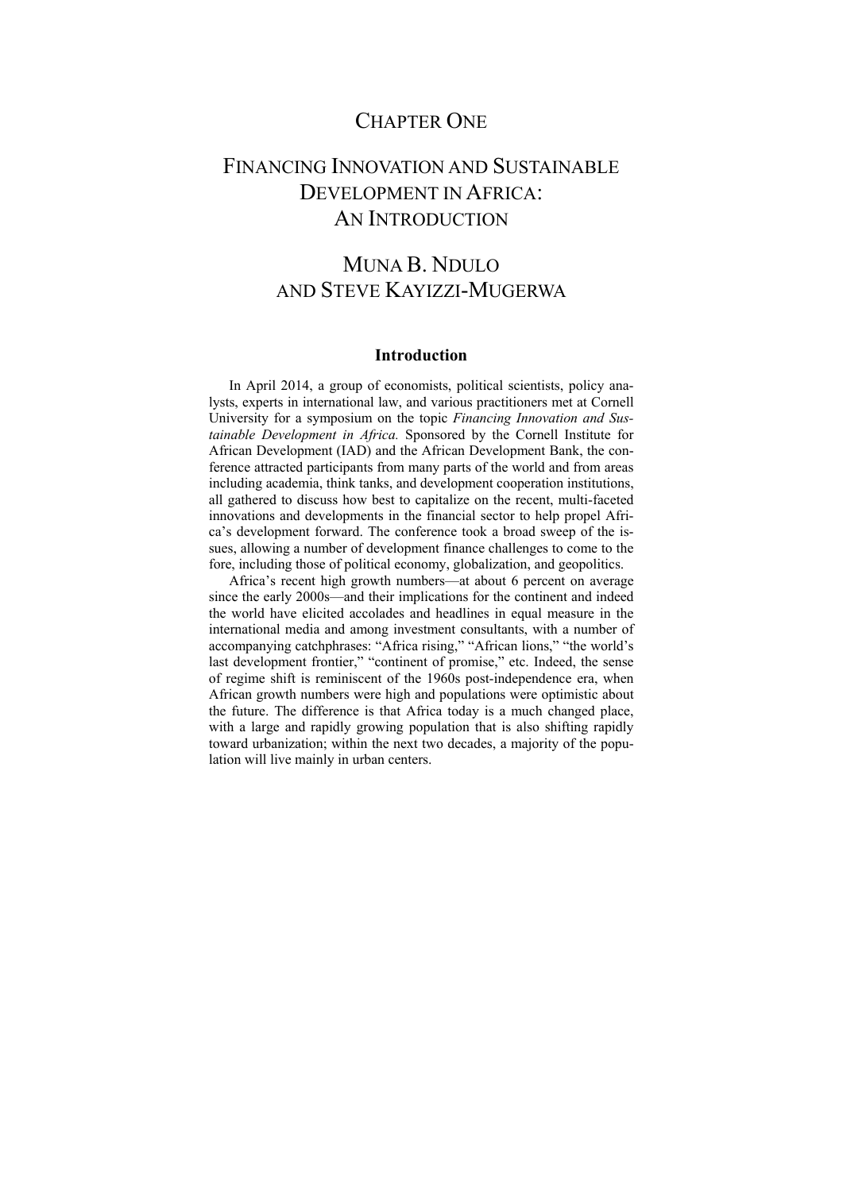# CHAPTER ONE

# FINANCING INNOVATION AND SUSTAINABLE DEVELOPMENT IN AFRICA: AN INTRODUCTION

## MUNA B. NDULO AND STEVE KAYIZZI-MUGERWA

### Introduction

In April 2014, a group of economists, political scientists, policy analysts, experts in international law, and various practitioners met at Cornell University for a symposium on the topic *Financing Innovation and Sustainable Development in Africa.* Sponsored by the Cornell Institute for African Development (IAD) and the African Development Bank, the conference attracted participants from many parts of the world and from areas including academia, think tanks, and development cooperation institutions, all gathered to discuss how best to capitalize on the recent, multi-faceted innovations and developments in the financial sector to help propel Africa's development forward. The conference took a broad sweep of the issues, allowing a number of development finance challenges to come to the fore, including those of political economy, globalization, and geopolitics.

Africa's recent high growth numbers—at about 6 percent on average since the early 2000s—and their implications for the continent and indeed the world have elicited accolades and headlines in equal measure in the international media and among investment consultants, with a number of accompanying catchphrases: "Africa rising," "African lions," "the world's last development frontier," "continent of promise," etc. Indeed, the sense of regime shift is reminiscent of the 1960s post-independence era, when African growth numbers were high and populations were optimistic about the future. The difference is that Africa today is a much changed place, with a large and rapidly growing population that is also shifting rapidly toward urbanization; within the next two decades, a majority of the population will live mainly in urban centers.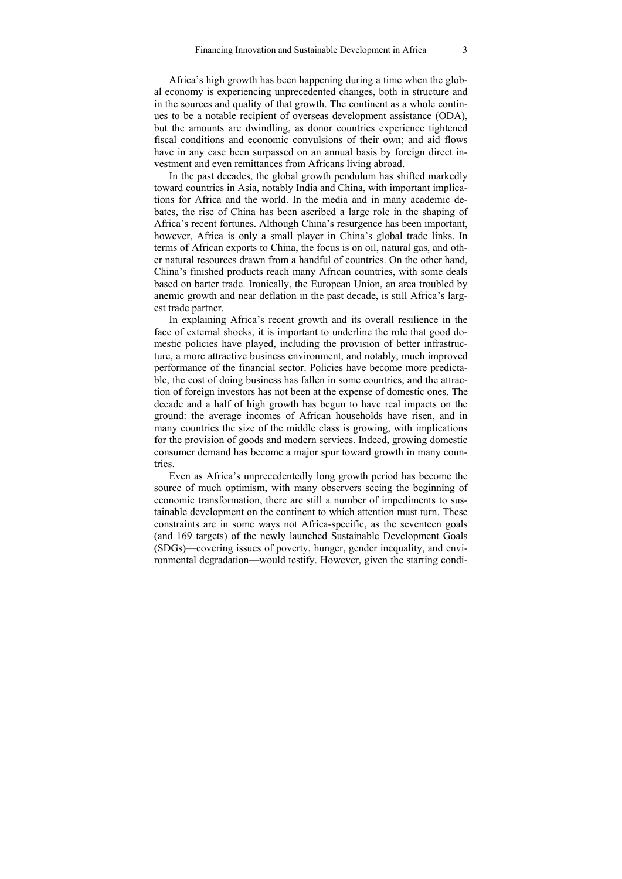Africa's high growth has been happening during a time when the global economy is experiencing unprecedented changes, both in structure and in the sources and quality of that growth. The continent as a whole continues to be a notable recipient of overseas development assistance (ODA), but the amounts are dwindling, as donor countries experience tightened fiscal conditions and economic convulsions of their own; and aid flows have in any case been surpassed on an annual basis by foreign direct investment and even remittances from Africans living abroad.

In the past decades, the global growth pendulum has shifted markedly toward countries in Asia, notably India and China, with important implications for Africa and the world. In the media and in many academic debates, the rise of China has been ascribed a large role in the shaping of Africa's recent fortunes. Although China's resurgence has been important, however, Africa is only a small player in China's global trade links. In terms of African exports to China, the focus is on oil, natural gas, and other natural resources drawn from a handful of countries. On the other hand, China's finished products reach many African countries, with some deals based on barter trade. Ironically, the European Union, an area troubled by anemic growth and near deflation in the past decade, is still Africa's largest trade partner.

In explaining Africa's recent growth and its overall resilience in the face of external shocks, it is important to underline the role that good domestic policies have played, including the provision of better infrastructure, a more attractive business environment, and notably, much improved performance of the financial sector. Policies have become more predictable, the cost of doing business has fallen in some countries, and the attraction of foreign investors has not been at the expense of domestic ones. The decade and a half of high growth has begun to have real impacts on the ground: the average incomes of African households have risen, and in many countries the size of the middle class is growing, with implications for the provision of goods and modern services. Indeed, growing domestic consumer demand has become a major spur toward growth in many countries.

Even as Africa's unprecedentedly long growth period has become the source of much optimism, with many observers seeing the beginning of economic transformation, there are still a number of impediments to sustainable development on the continent to which attention must turn. These constraints are in some ways not Africa-specific, as the seventeen goals (and 169 targets) of the newly launched Sustainable Development Goals (SDGs)—covering issues of poverty, hunger, gender inequality, and environmental degradation—would testify. However, given the starting condi-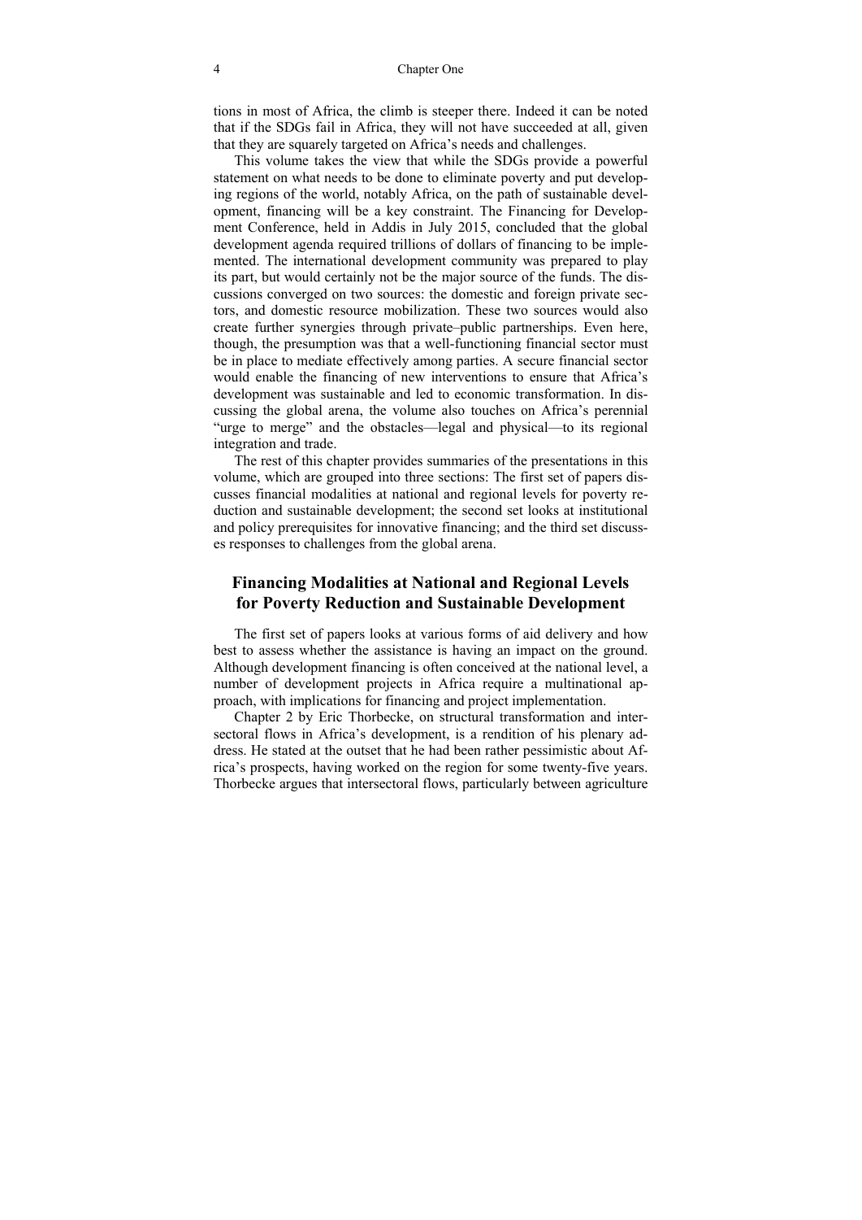tions in most of Africa, the climb is steeper there. Indeed it can be noted that if the SDGs fail in Africa, they will not have succeeded at all, given that they are squarely targeted on Africa's needs and challenges.

This volume takes the view that while the SDGs provide a powerful statement on what needs to be done to eliminate poverty and put developing regions of the world, notably Africa, on the path of sustainable development, financing will be a key constraint. The Financing for Development Conference, held in Addis in July 2015, concluded that the global development agenda required trillions of dollars of financing to be implemented. The international development community was prepared to play its part, but would certainly not be the major source of the funds. The discussions converged on two sources: the domestic and foreign private sectors, and domestic resource mobilization. These two sources would also create further synergies through private–public partnerships. Even here, though, the presumption was that a well-functioning financial sector must be in place to mediate effectively among parties. A secure financial sector would enable the financing of new interventions to ensure that Africa's development was sustainable and led to economic transformation. In discussing the global arena, the volume also touches on Africa's perennial "urge to merge" and the obstacles—legal and physical—to its regional integration and trade.

The rest of this chapter provides summaries of the presentations in this volume, which are grouped into three sections: The first set of papers discusses financial modalities at national and regional levels for poverty reduction and sustainable development; the second set looks at institutional and policy prerequisites for innovative financing; and the third set discusses responses to challenges from the global arena.

## Financing Modalities at National and Regional Levels for Poverty Reduction and Sustainable Development

The first set of papers looks at various forms of aid delivery and how best to assess whether the assistance is having an impact on the ground. Although development financing is often conceived at the national level, a number of development projects in Africa require a multinational approach, with implications for financing and project implementation.

Chapter 2 by Eric Thorbecke, on structural transformation and intersectoral flows in Africa's development, is a rendition of his plenary address. He stated at the outset that he had been rather pessimistic about Africa's prospects, having worked on the region for some twenty-five years. Thorbecke argues that intersectoral flows, particularly between agriculture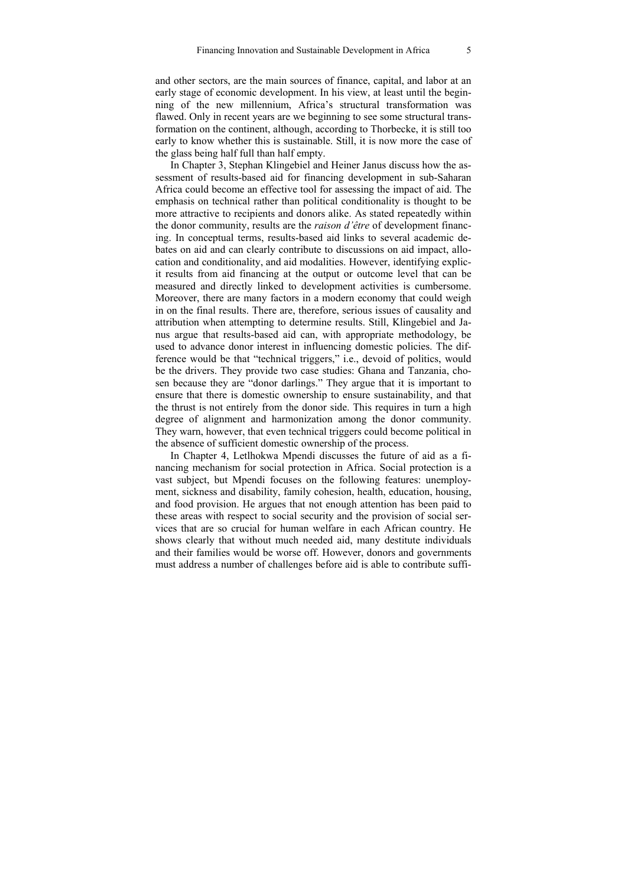and other sectors, are the main sources of finance, capital, and labor at an early stage of economic development. In his view, at least until the beginning of the new millennium, Africa's structural transformation was flawed. Only in recent years are we beginning to see some structural transformation on the continent, although, according to Thorbecke, it is still too early to know whether this is sustainable. Still, it is now more the case of the glass being half full than half empty.

In Chapter 3, Stephan Klingebiel and Heiner Janus discuss how the assessment of results-based aid for financing development in sub-Saharan Africa could become an effective tool for assessing the impact of aid. The emphasis on technical rather than political conditionality is thought to be more attractive to recipients and donors alike. As stated repeatedly within the donor community, results are the *raison d'être* of development financing. In conceptual terms, results-based aid links to several academic debates on aid and can clearly contribute to discussions on aid impact, allocation and conditionality, and aid modalities. However, identifying explicit results from aid financing at the output or outcome level that can be measured and directly linked to development activities is cumbersome. Moreover, there are many factors in a modern economy that could weigh in on the final results. There are, therefore, serious issues of causality and attribution when attempting to determine results. Still, Klingebiel and Janus argue that results-based aid can, with appropriate methodology, be used to advance donor interest in influencing domestic policies. The difference would be that "technical triggers," i.e., devoid of politics, would be the drivers. They provide two case studies: Ghana and Tanzania, chosen because they are "donor darlings." They argue that it is important to ensure that there is domestic ownership to ensure sustainability, and that the thrust is not entirely from the donor side. This requires in turn a high degree of alignment and harmonization among the donor community. They warn, however, that even technical triggers could become political in the absence of sufficient domestic ownership of the process.

In Chapter 4, Letlhokwa Mpendi discusses the future of aid as a financing mechanism for social protection in Africa. Social protection is a vast subject, but Mpendi focuses on the following features: unemployment, sickness and disability, family cohesion, health, education, housing, and food provision. He argues that not enough attention has been paid to these areas with respect to social security and the provision of social services that are so crucial for human welfare in each African country. He shows clearly that without much needed aid, many destitute individuals and their families would be worse off. However, donors and governments must address a number of challenges before aid is able to contribute suffi-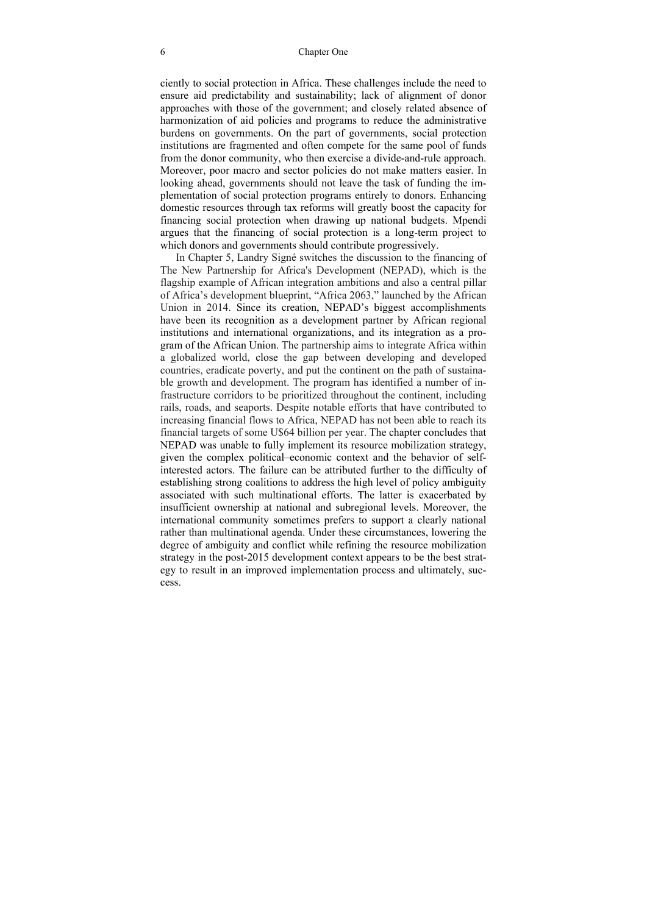ciently to social protection in Africa. These challenges include the need to ensure aid predictability and sustainability; lack of alignment of donor approaches with those of the government; and closely related absence of harmonization of aid policies and programs to reduce the administrative burdens on governments. On the part of governments, social protection institutions are fragmented and often compete for the same pool of funds from the donor community, who then exercise a divide-and-rule approach. Moreover, poor macro and sector policies do not make matters easier. In looking ahead, governments should not leave the task of funding the implementation of social protection programs entirely to donors. Enhancing domestic resources through tax reforms will greatly boost the capacity for financing social protection when drawing up national budgets. Mpendi argues that the financing of social protection is a long-term project to which donors and governments should contribute progressively.

In Chapter 5, Landry Signé switches the discussion to the financing of The New Partnership for Africa's Development (NEPAD), which is the flagship example of African integration ambitions and also a central pillar of Africa's development blueprint, "Africa 2063," launched by the African Union in 2014. Since its creation, NEPAD's biggest accomplishments have been its recognition as a development partner by African regional institutions and international organizations, and its integration as a program of the African Union. The partnership aims to integrate Africa within a globalized world, close the gap between developing and developed countries, eradicate poverty, and put the continent on the path of sustainable growth and development. The program has identified a number of infrastructure corridors to be prioritized throughout the continent, including rails, roads, and seaports. Despite notable efforts that have contributed to increasing financial flows to Africa, NEPAD has not been able to reach its financial targets of some U$64 billion per year. The chapter concludes that NEPAD was unable to fully implement its resource mobilization strategy, given the complex political–economic context and the behavior of self-interested actors. The failure can be attributed further to the difficulty of establishing strong coalitions to address the high level of policy ambiguity associated with such multinational efforts. The latter is exacerbated by insufficient ownership at national and subregional levels. Moreover, the international community sometimes prefers to support a clearly national rather than multinational agenda. Under these circumstances, lowering the degree of ambiguity and conflict while refining the resource mobilization strategy in the post-2015 development context appears to be the best strategy to result in an improved implementation process and ultimately, success.